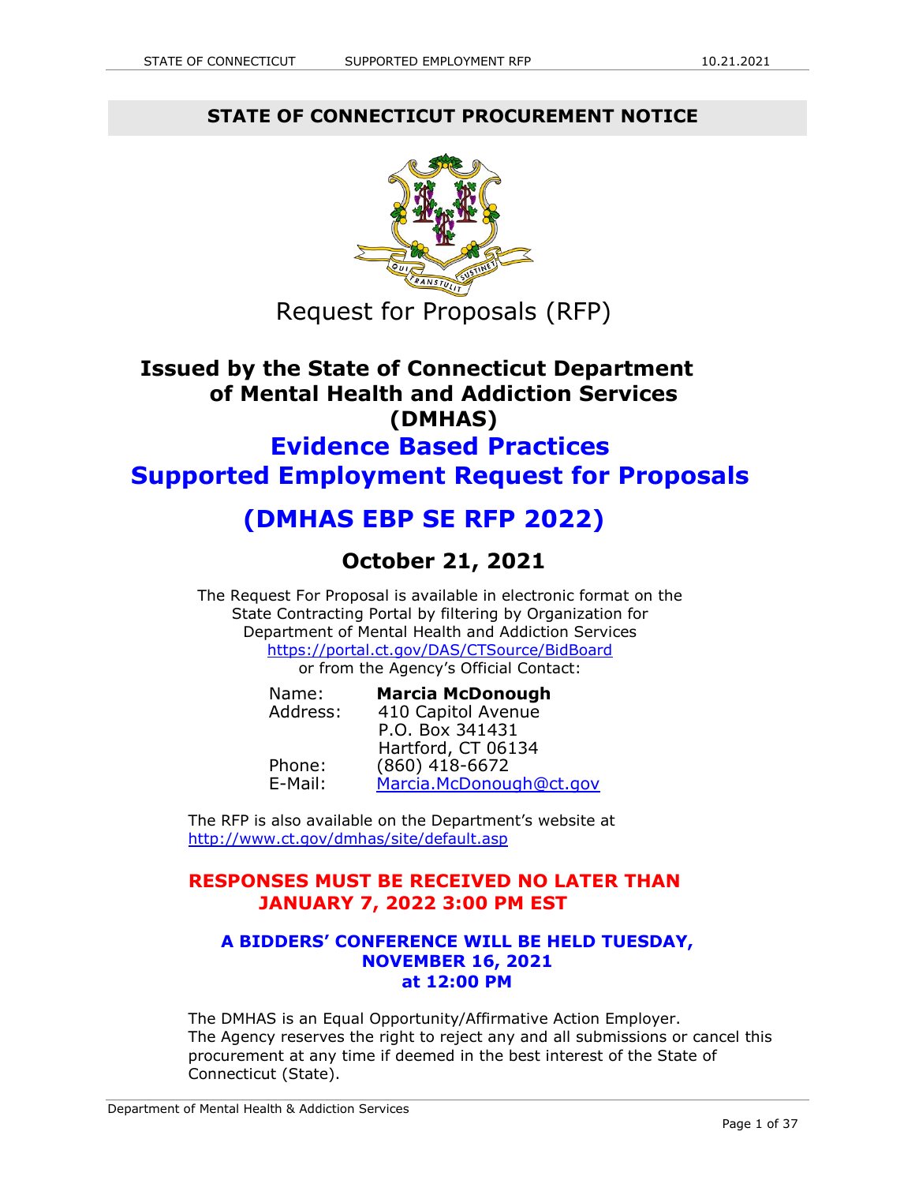## STATE OF CONNECTICUT PROCUREMENT NOTICE

Request for Proposals (RFP)

# Issued by the State of Connecticut Department of Mental Health and Addiction Services (DMHAS)

# Evidence Based Practices Supported Employment Request for Proposals

# (DMHAS EBP SE RFP 2022)

## October 21, 2021

The Request For Proposal is available in electronic format on the State Contracting Portal by filtering by Organization for Department of Mental Health and Addiction Services
https://portal.ct.gov/DAS/CTSource/BidBoard
or from the Agency's Official Contact:

Name: **Marcia McDonough**
Address: 410 Capitol Avenue
P.O. Box 341431
Hartford, CT 06134
Phone: (860) 418-6672
E-Mail: Marcia.McDonough@ct.gov

The RFP is also available on the Department's website at http://www.ct.gov/dmhas/site/default.asp

**RESPONSES MUST BE RECEIVED NO LATER THAN JANUARY 7, 2022 3:00 PM EST**

**A BIDDERS' CONFERENCE WILL BE HELD TUESDAY, NOVEMBER 16, 2021 at 12:00 PM**

The DMHAS is an Equal Opportunity/Affirmative Action Employer.
The Agency reserves the right to reject any and all submissions or cancel this procurement at any time if deemed in the best interest of the State of Connecticut (State).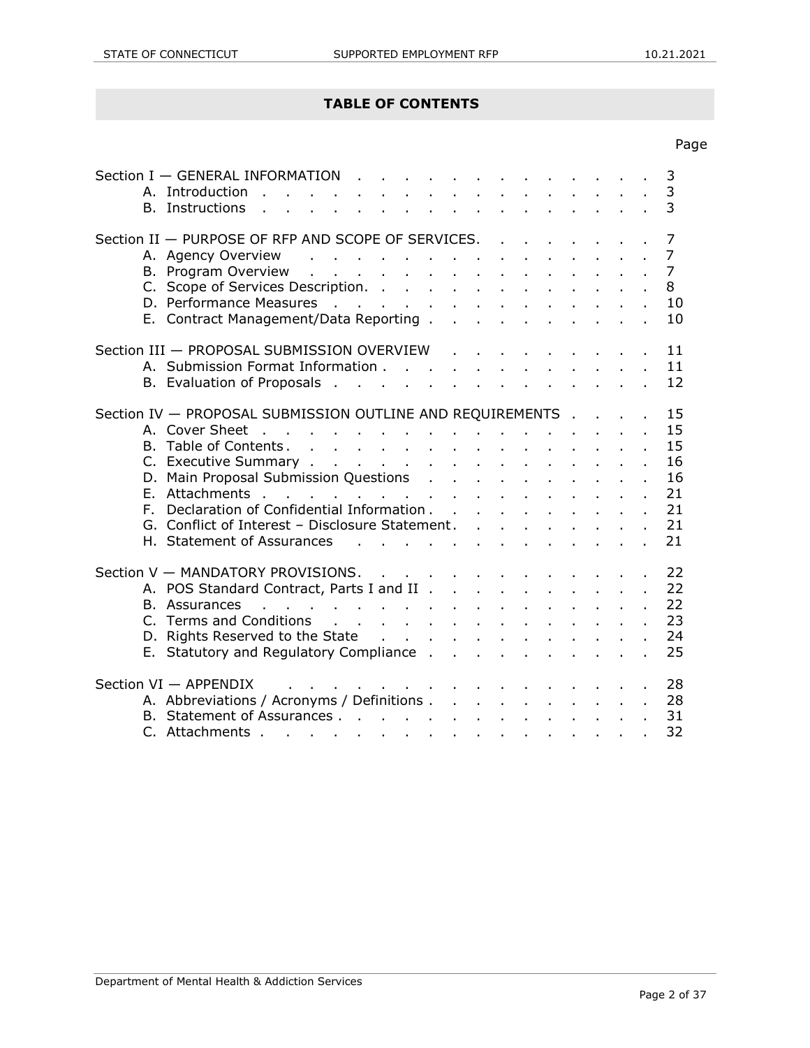# TABLE OF CONTENTS

| | Page |
|---|---|
| Section I — GENERAL INFORMATION | 3 |
| A. Introduction | 3 |
| B. Instructions | 3 |
| Section II — PURPOSE OF RFP AND SCOPE OF SERVICES | 7 |
| A. Agency Overview | 7 |
| B. Program Overview | 7 |
| C. Scope of Services Description | 8 |
| D. Performance Measures | 10 |
| E. Contract Management/Data Reporting | 10 |
| Section III — PROPOSAL SUBMISSION OVERVIEW | 11 |
| A. Submission Format Information | 11 |
| B. Evaluation of Proposals | 12 |
| Section IV — PROPOSAL SUBMISSION OUTLINE AND REQUIREMENTS | 15 |
| A. Cover Sheet | 15 |
| B. Table of Contents | 15 |
| C. Executive Summary | 16 |
| D. Main Proposal Submission Questions | 16 |
| E. Attachments | 21 |
| F. Declaration of Confidential Information | 21 |
| G. Conflict of Interest – Disclosure Statement | 21 |
| H. Statement of Assurances | 21 |
| Section V — MANDATORY PROVISIONS | 22 |
| A. POS Standard Contract, Parts I and II | 22 |
| B. Assurances | 22 |
| C. Terms and Conditions | 23 |
| D. Rights Reserved to the State | 24 |
| E. Statutory and Regulatory Compliance | 25 |
| Section VI — APPENDIX | 28 |
| A. Abbreviations / Acronyms / Definitions | 28 |
| B. Statement of Assurances | 31 |
| C. Attachments | 32 |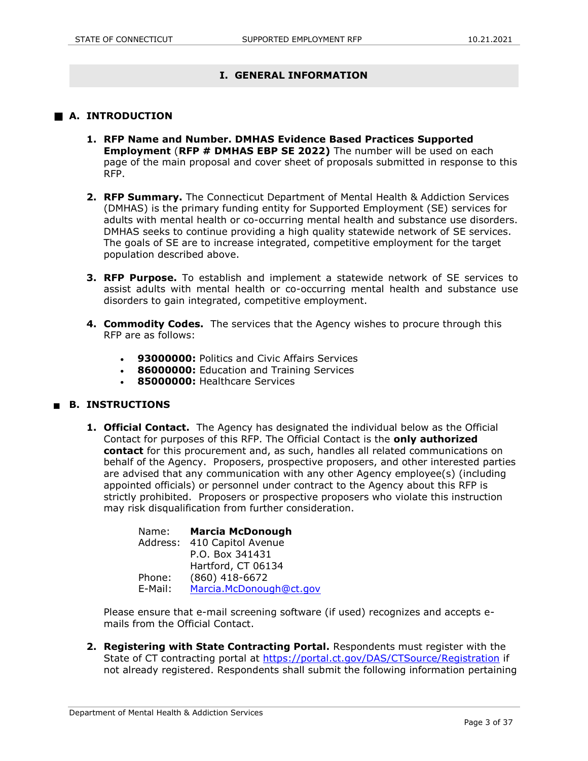## I. GENERAL INFORMATION

### A. INTRODUCTION

1. **RFP Name and Number. DMHAS Evidence Based Practices Supported Employment** (**RFP # DMHAS EBP SE 2022)** The number will be used on each page of the main proposal and cover sheet of proposals submitted in response to this RFP.

2. **RFP Summary.** The Connecticut Department of Mental Health & Addiction Services (DMHAS) is the primary funding entity for Supported Employment (SE) services for adults with mental health or co-occurring mental health and substance use disorders. DMHAS seeks to continue providing a high quality statewide network of SE services. The goals of SE are to increase integrated, competitive employment for the target population described above.

3. **RFP Purpose.** To establish and implement a statewide network of SE services to assist adults with mental health or co-occurring mental health and substance use disorders to gain integrated, competitive employment.

4. **Commodity Codes.** The services that the Agency wishes to procure through this RFP are as follows:

   - **93000000:** Politics and Civic Affairs Services
   - **86000000:** Education and Training Services
   - **85000000:** Healthcare Services

### B. INSTRUCTIONS

1. **Official Contact.** The Agency has designated the individual below as the Official Contact for purposes of this RFP. The Official Contact is the **only authorized contact** for this procurement and, as such, handles all related communications on behalf of the Agency. Proposers, prospective proposers, and other interested parties are advised that any communication with any other Agency employee(s) (including appointed officials) or personnel under contract to the Agency about this RFP is strictly prohibited. Proposers or prospective proposers who violate this instruction may risk disqualification from further consideration.

   Name: **Marcia McDonough**
   Address: 410 Capitol Avenue
   P.O. Box 341431
   Hartford, CT 06134
   Phone: (860) 418-6672
   E-Mail: [Marcia.McDonough@ct.gov](mailto:Marcia.McDonough@ct.gov)

   Please ensure that e-mail screening software (if used) recognizes and accepts e-mails from the Official Contact.

2. **Registering with State Contracting Portal.** Respondents must register with the State of CT contracting portal at [https://portal.ct.gov/DAS/CTSource/Registration](https://portal.ct.gov/DAS/CTSource/Registration) if not already registered. Respondents shall submit the following information pertaining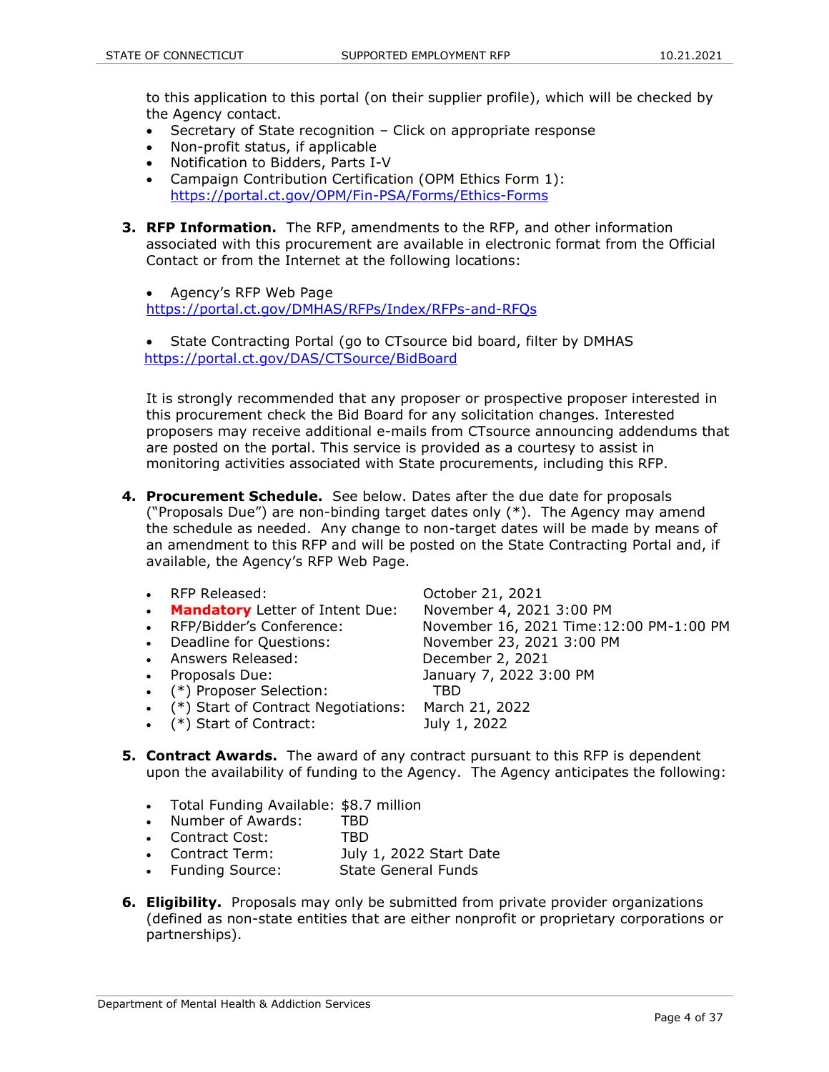to this application to this portal (on their supplier profile), which will be checked by the Agency contact.

- Secretary of State recognition – Click on appropriate response
- Non-profit status, if applicable
- Notification to Bidders, Parts I-V
- Campaign Contribution Certification (OPM Ethics Form 1): https://portal.ct.gov/OPM/Fin-PSA/Forms/Ethics-Forms

3. **RFP Information.** The RFP, amendments to the RFP, and other information associated with this procurement are available in electronic format from the Official Contact or from the Internet at the following locations:

   - Agency's RFP Web Page
   https://portal.ct.gov/DMHAS/RFPs/Index/RFPs-and-RFQs

   - State Contracting Portal (go to CTsource bid board, filter by DMHAS
   https://portal.ct.gov/DAS/CTSource/BidBoard

   It is strongly recommended that any proposer or prospective proposer interested in this procurement check the Bid Board for any solicitation changes. Interested proposers may receive additional e-mails from CTsource announcing addendums that are posted on the portal. This service is provided as a courtesy to assist in monitoring activities associated with State procurements, including this RFP.

4. **Procurement Schedule.** See below. Dates after the due date for proposals ("Proposals Due") are non-binding target dates only (*). The Agency may amend the schedule as needed. Any change to non-target dates will be made by means of an amendment to this RFP and will be posted on the State Contracting Portal and, if available, the Agency's RFP Web Page.

   - RFP Released: October 21, 2021
   - **Mandatory** Letter of Intent Due: November 4, 2021 3:00 PM
   - RFP/Bidder's Conference: November 16, 2021 Time:12:00 PM-1:00 PM
   - Deadline for Questions: November 23, 2021 3:00 PM
   - Answers Released: December 2, 2021
   - Proposals Due: January 7, 2022 3:00 PM
   - (*) Proposer Selection: TBD
   - (*) Start of Contract Negotiations: March 21, 2022
   - (*) Start of Contract: July 1, 2022

5. **Contract Awards.** The award of any contract pursuant to this RFP is dependent upon the availability of funding to the Agency. The Agency anticipates the following:

   - Total Funding Available: $8.7 million
   - Number of Awards: TBD
   - Contract Cost: TBD
   - Contract Term: July 1, 2022 Start Date
   - Funding Source: State General Funds

6. **Eligibility.** Proposals may only be submitted from private provider organizations (defined as non-state entities that are either nonprofit or proprietary corporations or partnerships).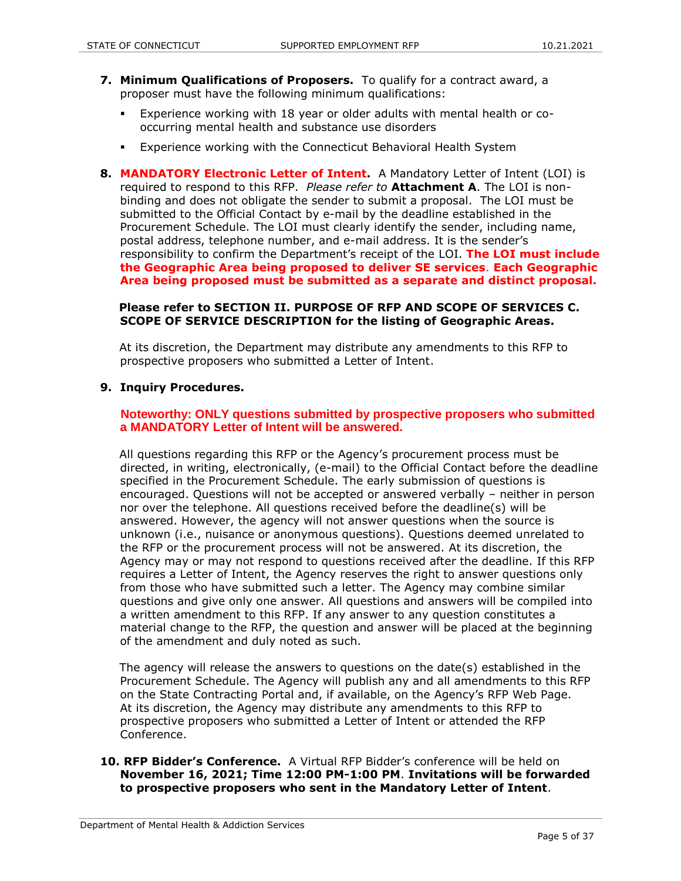7. **Minimum Qualifications of Proposers.** To qualify for a contract award, a proposer must have the following minimum qualifications:

   - Experience working with 18 year or older adults with mental health or co-occurring mental health and substance use disorders
   - Experience working with the Connecticut Behavioral Health System

8. **MANDATORY Electronic Letter of Intent.** A Mandatory Letter of Intent (LOI) is required to respond to this RFP. *Please refer to* **Attachment A**. The LOI is non-binding and does not obligate the sender to submit a proposal. The LOI must be submitted to the Official Contact by e-mail by the deadline established in the Procurement Schedule. The LOI must clearly identify the sender, including name, postal address, telephone number, and e-mail address. It is the sender's responsibility to confirm the Department's receipt of the LOI. **The LOI must include the Geographic Area being proposed to deliver SE services**. **Each Geographic Area being proposed must be submitted as a separate and distinct proposal.**

   **Please refer to SECTION II. PURPOSE OF RFP AND SCOPE OF SERVICES C. SCOPE OF SERVICE DESCRIPTION for the listing of Geographic Areas.**

   At its discretion, the Department may distribute any amendments to this RFP to prospective proposers who submitted a Letter of Intent.

9. **Inquiry Procedures.**

   **Noteworthy: ONLY questions submitted by prospective proposers who submitted a MANDATORY Letter of Intent will be answered.**

   All questions regarding this RFP or the Agency's procurement process must be directed, in writing, electronically, (e-mail) to the Official Contact before the deadline specified in the Procurement Schedule. The early submission of questions is encouraged. Questions will not be accepted or answered verbally – neither in person nor over the telephone. All questions received before the deadline(s) will be answered. However, the agency will not answer questions when the source is unknown (i.e., nuisance or anonymous questions). Questions deemed unrelated to the RFP or the procurement process will not be answered. At its discretion, the Agency may or may not respond to questions received after the deadline. If this RFP requires a Letter of Intent, the Agency reserves the right to answer questions only from those who have submitted such a letter. The Agency may combine similar questions and give only one answer. All questions and answers will be compiled into a written amendment to this RFP. If any answer to any question constitutes a material change to the RFP, the question and answer will be placed at the beginning of the amendment and duly noted as such.

   The agency will release the answers to questions on the date(s) established in the Procurement Schedule. The Agency will publish any and all amendments to this RFP on the State Contracting Portal and, if available, on the Agency's RFP Web Page. At its discretion, the Agency may distribute any amendments to this RFP to prospective proposers who submitted a Letter of Intent or attended the RFP Conference.

10. **RFP Bidder's Conference.** A Virtual RFP Bidder's conference will be held on **November 16, 2021; Time 12:00 PM-1:00 PM**. **Invitations will be forwarded to prospective proposers who sent in the Mandatory Letter of Intent**.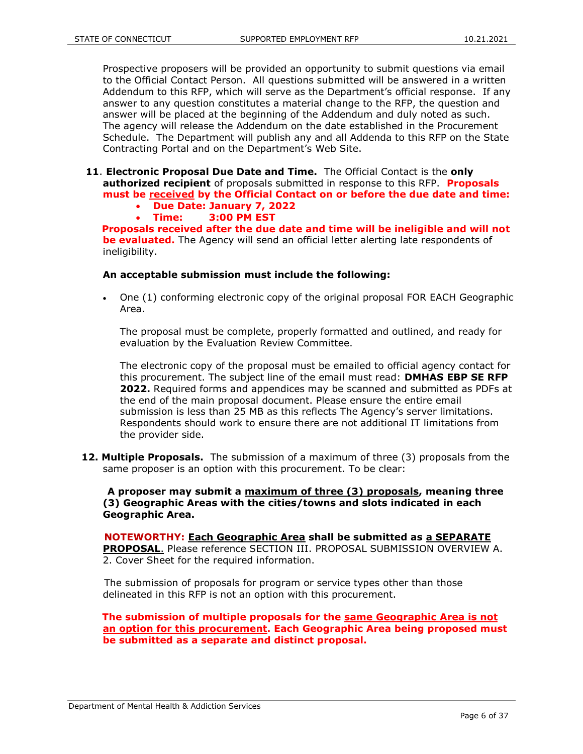Prospective proposers will be provided an opportunity to submit questions via email to the Official Contact Person. All questions submitted will be answered in a written Addendum to this RFP, which will serve as the Department's official response. If any answer to any question constitutes a material change to the RFP, the question and answer will be placed at the beginning of the Addendum and duly noted as such. The agency will release the Addendum on the date established in the Procurement Schedule. The Department will publish any and all Addenda to this RFP on the State Contracting Portal and on the Department's Web Site.

**11. Electronic Proposal Due Date and Time.** The Official Contact is the **only authorized recipient** of proposals submitted in response to this RFP. **Proposals must be <u>received</u> by the Official Contact on or before the due date and time:**

- **Due Date: January 7, 2022**
- **Time: 3:00 PM EST**

**Proposals received after the due date and time will be ineligible and will not be evaluated.** The Agency will send an official letter alerting late respondents of ineligibility.

**An acceptable submission must include the following:**

- One (1) conforming electronic copy of the original proposal FOR EACH Geographic Area.

  The proposal must be complete, properly formatted and outlined, and ready for evaluation by the Evaluation Review Committee.

  The electronic copy of the proposal must be emailed to official agency contact for this procurement. The subject line of the email must read: **DMHAS EBP SE RFP 2022.** Required forms and appendices may be scanned and submitted as PDFs at the end of the main proposal document. Please ensure the entire email submission is less than 25 MB as this reflects The Agency's server limitations. Respondents should work to ensure there are not additional IT limitations from the provider side.

**12. Multiple Proposals.** The submission of a maximum of three (3) proposals from the same proposer is an option with this procurement. To be clear:

**A proposer may submit a <u>maximum of three (3) proposals</u>, meaning three (3) Geographic Areas with the cities/towns and slots indicated in each Geographic Area.**

**NOTEWORTHY: <u>Each Geographic Area</u> shall be submitted as <u>a SEPARATE PROPOSAL</u>**. Please reference SECTION III. PROPOSAL SUBMISSION OVERVIEW A. 2. Cover Sheet for the required information.

The submission of proposals for program or service types other than those delineated in this RFP is not an option with this procurement.

**The submission of multiple proposals for the <u>same Geographic Area is not an option for this procurement</u>. Each Geographic Area being proposed must be submitted as a separate and distinct proposal.**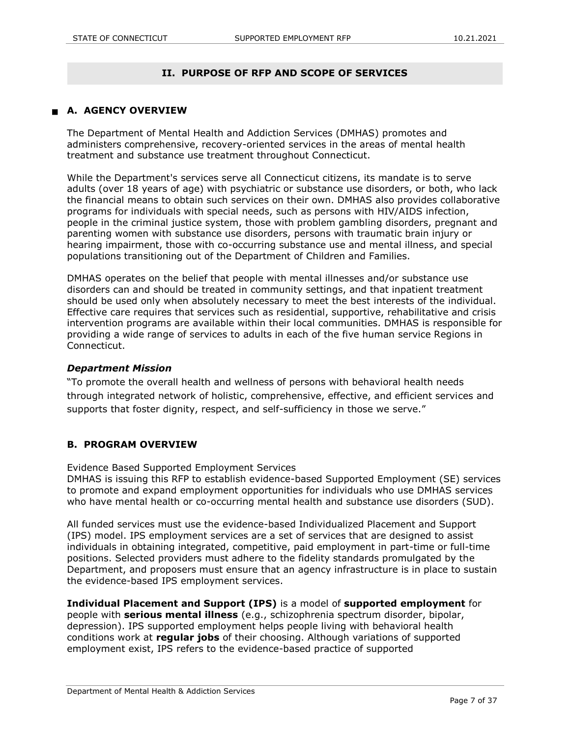## II. PURPOSE OF RFP AND SCOPE OF SERVICES

### A. AGENCY OVERVIEW

The Department of Mental Health and Addiction Services (DMHAS) promotes and administers comprehensive, recovery-oriented services in the areas of mental health treatment and substance use treatment throughout Connecticut.

While the Department's services serve all Connecticut citizens, its mandate is to serve adults (over 18 years of age) with psychiatric or substance use disorders, or both, who lack the financial means to obtain such services on their own. DMHAS also provides collaborative programs for individuals with special needs, such as persons with HIV/AIDS infection, people in the criminal justice system, those with problem gambling disorders, pregnant and parenting women with substance use disorders, persons with traumatic brain injury or hearing impairment, those with co-occurring substance use and mental illness, and special populations transitioning out of the Department of Children and Families.

DMHAS operates on the belief that people with mental illnesses and/or substance use disorders can and should be treated in community settings, and that inpatient treatment should be used only when absolutely necessary to meet the best interests of the individual. Effective care requires that services such as residential, supportive, rehabilitative and crisis intervention programs are available within their local communities. DMHAS is responsible for providing a wide range of services to adults in each of the five human service Regions in Connecticut.

#### *Department Mission*

"To promote the overall health and wellness of persons with behavioral health needs through integrated network of holistic, comprehensive, effective, and efficient services and supports that foster dignity, respect, and self-sufficiency in those we serve."

### B. PROGRAM OVERVIEW

Evidence Based Supported Employment Services
DMHAS is issuing this RFP to establish evidence-based Supported Employment (SE) services to promote and expand employment opportunities for individuals who use DMHAS services who have mental health or co-occurring mental health and substance use disorders (SUD).

All funded services must use the evidence-based Individualized Placement and Support (IPS) model. IPS employment services are a set of services that are designed to assist individuals in obtaining integrated, competitive, paid employment in part-time or full-time positions. Selected providers must adhere to the fidelity standards promulgated by the Department, and proposers must ensure that an agency infrastructure is in place to sustain the evidence-based IPS employment services.

**Individual Placement and Support (IPS)** is a model of **supported employment** for people with **serious mental illness** (e.g., schizophrenia spectrum disorder, bipolar, depression). IPS supported employment helps people living with behavioral health conditions work at **regular jobs** of their choosing. Although variations of supported employment exist, IPS refers to the evidence-based practice of supported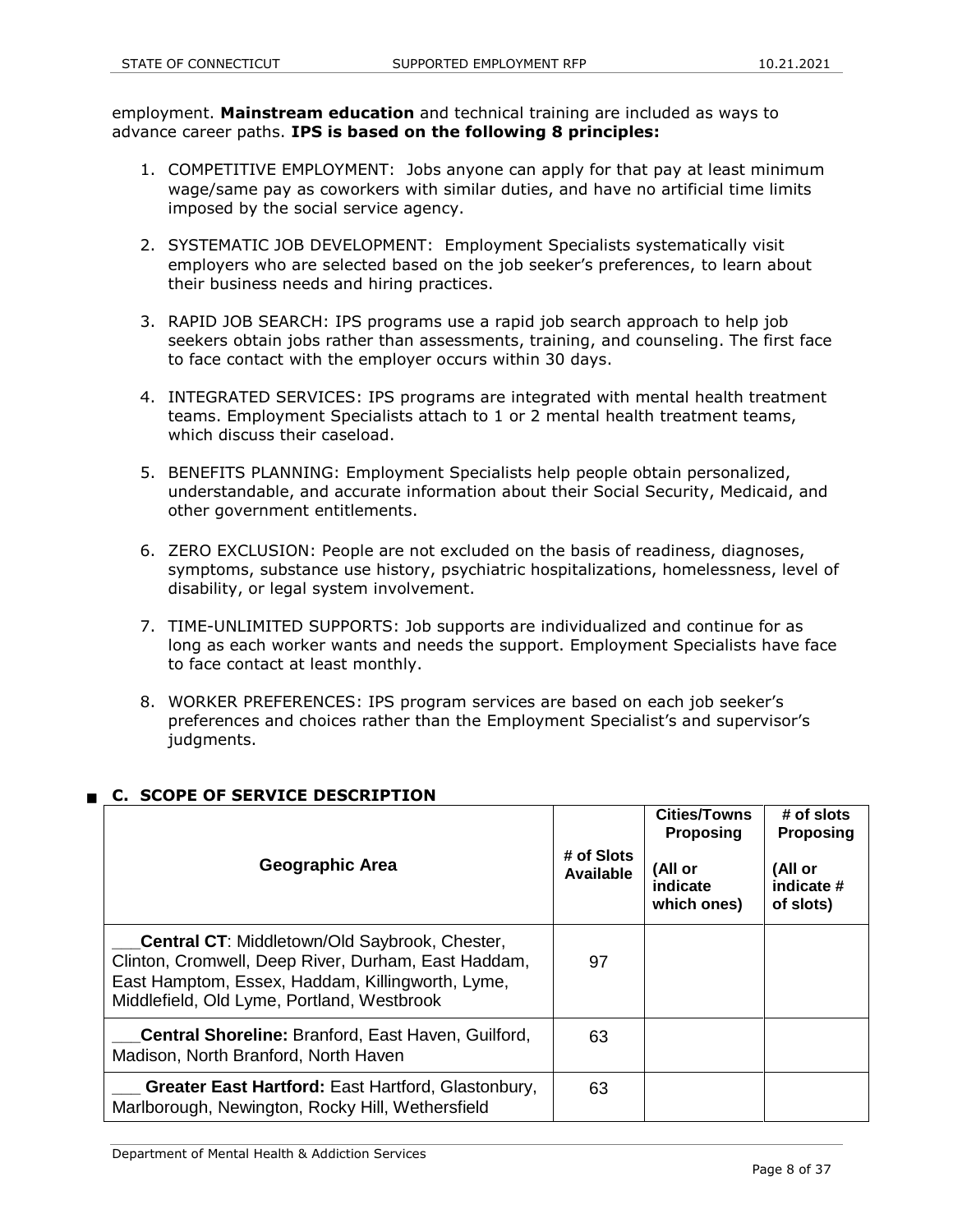employment. **Mainstream education** and technical training are included as ways to advance career paths. **IPS is based on the following 8 principles:**

1. COMPETITIVE EMPLOYMENT: Jobs anyone can apply for that pay at least minimum wage/same pay as coworkers with similar duties, and have no artificial time limits imposed by the social service agency.

2. SYSTEMATIC JOB DEVELOPMENT: Employment Specialists systematically visit employers who are selected based on the job seeker's preferences, to learn about their business needs and hiring practices.

3. RAPID JOB SEARCH: IPS programs use a rapid job search approach to help job seekers obtain jobs rather than assessments, training, and counseling. The first face to face contact with the employer occurs within 30 days.

4. INTEGRATED SERVICES: IPS programs are integrated with mental health treatment teams. Employment Specialists attach to 1 or 2 mental health treatment teams, which discuss their caseload.

5. BENEFITS PLANNING: Employment Specialists help people obtain personalized, understandable, and accurate information about their Social Security, Medicaid, and other government entitlements.

6. ZERO EXCLUSION: People are not excluded on the basis of readiness, diagnoses, symptoms, substance use history, psychiatric hospitalizations, homelessness, level of disability, or legal system involvement.

7. TIME-UNLIMITED SUPPORTS: Job supports are individualized and continue for as long as each worker wants and needs the support. Employment Specialists have face to face contact at least monthly.

8. WORKER PREFERENCES: IPS program services are based on each job seeker's preferences and choices rather than the Employment Specialist's and supervisor's judgments.

## C. SCOPE OF SERVICE DESCRIPTION

| Geographic Area | # of Slots Available | Cities/Towns Proposing (All or indicate which ones) | # of slots Proposing (All or indicate # of slots) |
|---|---|---|---|
| ___**Central CT**: Middletown/Old Saybrook, Chester, Clinton, Cromwell, Deep River, Durham, East Haddam, East Hamptom, Essex, Haddam, Killingworth, Lyme, Middlefield, Old Lyme, Portland, Westbrook | 97 | | |
| ___**Central Shoreline:** Branford, East Haven, Guilford, Madison, North Branford, North Haven | 63 | | |
| ___ **Greater East Hartford:** East Hartford, Glastonbury, Marlborough, Newington, Rocky Hill, Wethersfield | 63 | | |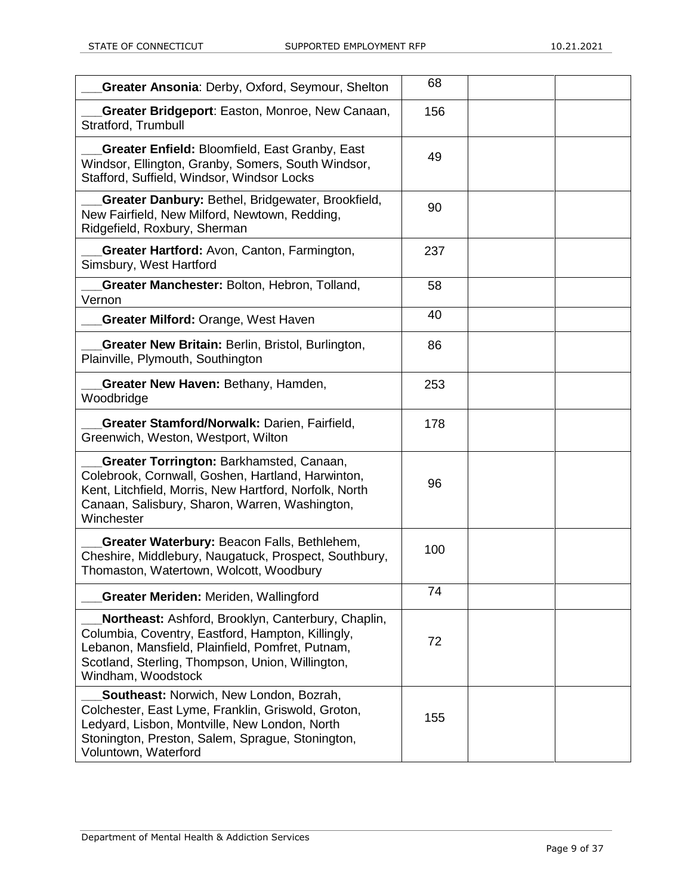| | | | |
|---|---|---|---|
| ___**Greater Ansonia**: Derby, Oxford, Seymour, Shelton | 68 | | |
| ___**Greater Bridgeport**: Easton, Monroe, New Canaan, Stratford, Trumbull | 156 | | |
| ___**Greater Enfield:** Bloomfield, East Granby, East Windsor, Ellington, Granby, Somers, South Windsor, Stafford, Suffield, Windsor, Windsor Locks | 49 | | |
| ___**Greater Danbury:** Bethel, Bridgewater, Brookfield, New Fairfield, New Milford, Newtown, Redding, Ridgefield, Roxbury, Sherman | 90 | | |
| ___**Greater Hartford:** Avon, Canton, Farmington, Simsbury, West Hartford | 237 | | |
| ___**Greater Manchester:** Bolton, Hebron, Tolland, Vernon | 58 | | |
| ___**Greater Milford:** Orange, West Haven | 40 | | |
| ___**Greater New Britain:** Berlin, Bristol, Burlington, Plainville, Plymouth, Southington | 86 | | |
| ___**Greater New Haven:** Bethany, Hamden, Woodbridge | 253 | | |
| ___**Greater Stamford/Norwalk:** Darien, Fairfield, Greenwich, Weston, Westport, Wilton | 178 | | |
| ___**Greater Torrington:** Barkhamsted, Canaan, Colebrook, Cornwall, Goshen, Hartland, Harwinton, Kent, Litchfield, Morris, New Hartford, Norfolk, North Canaan, Salisbury, Sharon, Warren, Washington, Winchester | 96 | | |
| ___**Greater Waterbury:** Beacon Falls, Bethlehem, Cheshire, Middlebury, Naugatuck, Prospect, Southbury, Thomaston, Watertown, Wolcott, Woodbury | 100 | | |
| ___**Greater Meriden:** Meriden, Wallingford | 74 | | |
| ___**Northeast:** Ashford, Brooklyn, Canterbury, Chaplin, Columbia, Coventry, Eastford, Hampton, Killingly, Lebanon, Mansfield, Plainfield, Pomfret, Putnam, Scotland, Sterling, Thompson, Union, Willington, Windham, Woodstock | 72 | | |
| ___**Southeast:** Norwich, New London, Bozrah, Colchester, East Lyme, Franklin, Griswold, Groton, Ledyard, Lisbon, Montville, New London, North Stonington, Preston, Salem, Sprague, Stonington, Voluntown, Waterford | 155 | | |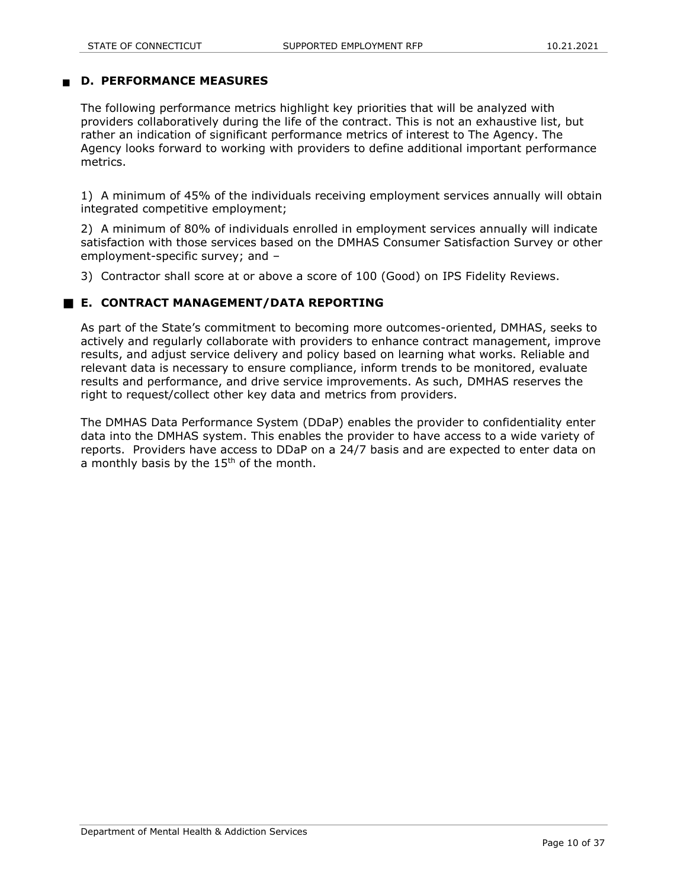## D. PERFORMANCE MEASURES

The following performance metrics highlight key priorities that will be analyzed with providers collaboratively during the life of the contract. This is not an exhaustive list, but rather an indication of significant performance metrics of interest to The Agency. The Agency looks forward to working with providers to define additional important performance metrics.

1) A minimum of 45% of the individuals receiving employment services annually will obtain integrated competitive employment;

2) A minimum of 80% of individuals enrolled in employment services annually will indicate satisfaction with those services based on the DMHAS Consumer Satisfaction Survey or other employment-specific survey; and –

3) Contractor shall score at or above a score of 100 (Good) on IPS Fidelity Reviews.

## E. CONTRACT MANAGEMENT/DATA REPORTING

As part of the State's commitment to becoming more outcomes-oriented, DMHAS, seeks to actively and regularly collaborate with providers to enhance contract management, improve results, and adjust service delivery and policy based on learning what works. Reliable and relevant data is necessary to ensure compliance, inform trends to be monitored, evaluate results and performance, and drive service improvements. As such, DMHAS reserves the right to request/collect other key data and metrics from providers.

The DMHAS Data Performance System (DDaP) enables the provider to confidentiality enter data into the DMHAS system. This enables the provider to have access to a wide variety of reports. Providers have access to DDaP on a 24/7 basis and are expected to enter data on a monthly basis by the 15th of the month.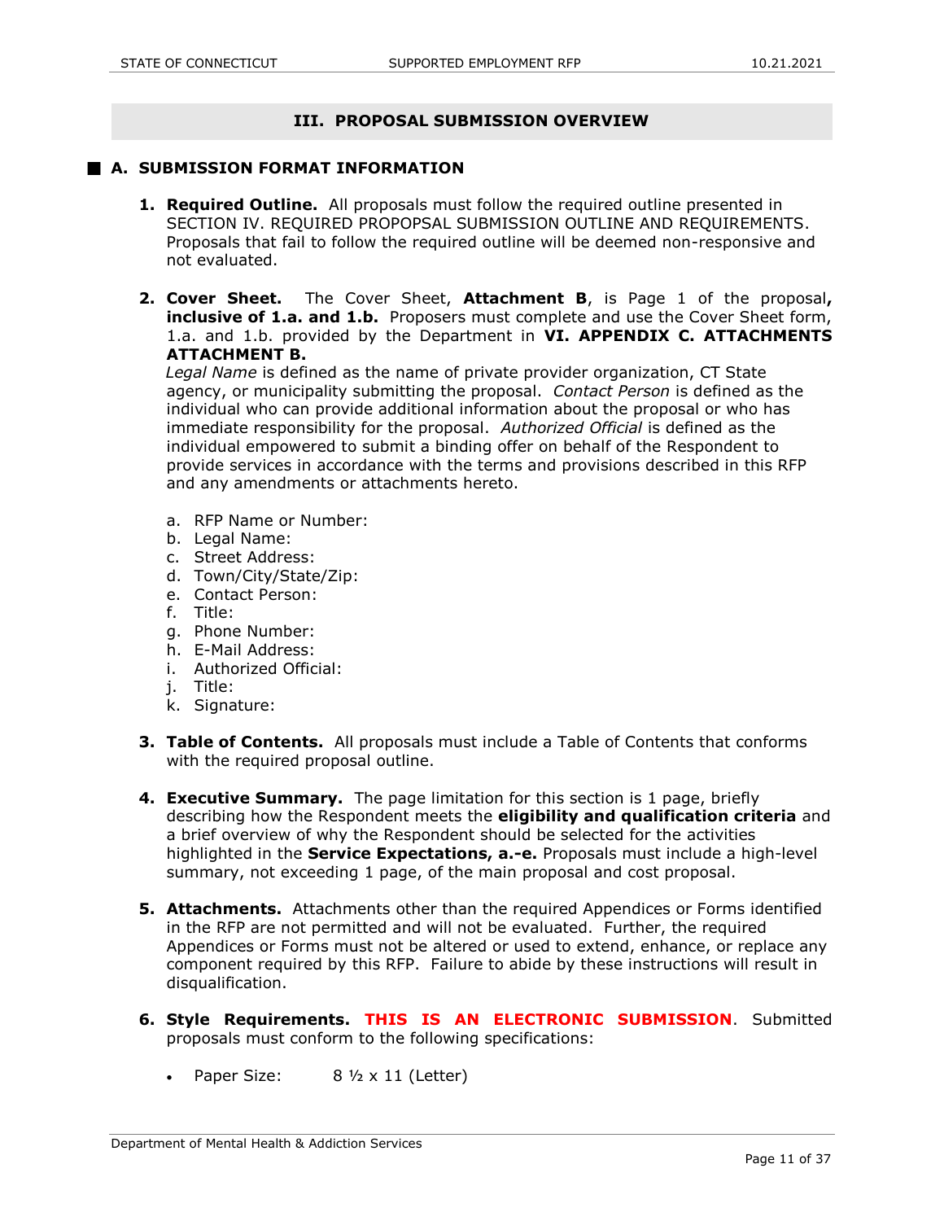## III. PROPOSAL SUBMISSION OVERVIEW

### A. SUBMISSION FORMAT INFORMATION

1. **Required Outline.** All proposals must follow the required outline presented in SECTION IV. REQUIRED PROPOPSAL SUBMISSION OUTLINE AND REQUIREMENTS. Proposals that fail to follow the required outline will be deemed non-responsive and not evaluated.

2. **Cover Sheet.** The Cover Sheet, **Attachment B**, is Page 1 of the proposal**, inclusive of 1.a. and 1.b.** Proposers must complete and use the Cover Sheet form, 1.a. and 1.b. provided by the Department in **VI. APPENDIX C. ATTACHMENTS ATTACHMENT B.**
   *Legal Name* is defined as the name of private provider organization, CT State agency, or municipality submitting the proposal. *Contact Person* is defined as the individual who can provide additional information about the proposal or who has immediate responsibility for the proposal. *Authorized Official* is defined as the individual empowered to submit a binding offer on behalf of the Respondent to provide services in accordance with the terms and provisions described in this RFP and any amendments or attachments hereto.

   a. RFP Name or Number:
   b. Legal Name:
   c. Street Address:
   d. Town/City/State/Zip:
   e. Contact Person:
   f. Title:
   g. Phone Number:
   h. E-Mail Address:
   i. Authorized Official:
   j. Title:
   k. Signature:

3. **Table of Contents.** All proposals must include a Table of Contents that conforms with the required proposal outline.

4. **Executive Summary.** The page limitation for this section is 1 page, briefly describing how the Respondent meets the **eligibility and qualification criteria** and a brief overview of why the Respondent should be selected for the activities highlighted in the **Service Expectations, a.-e.** Proposals must include a high-level summary, not exceeding 1 page, of the main proposal and cost proposal.

5. **Attachments.** Attachments other than the required Appendices or Forms identified in the RFP are not permitted and will not be evaluated. Further, the required Appendices or Forms must not be altered or used to extend, enhance, or replace any component required by this RFP. Failure to abide by these instructions will result in disqualification.

6. **Style Requirements. THIS IS AN ELECTRONIC SUBMISSION**. Submitted proposals must conform to the following specifications:

   - Paper Size: 8 ½ x 11 (Letter)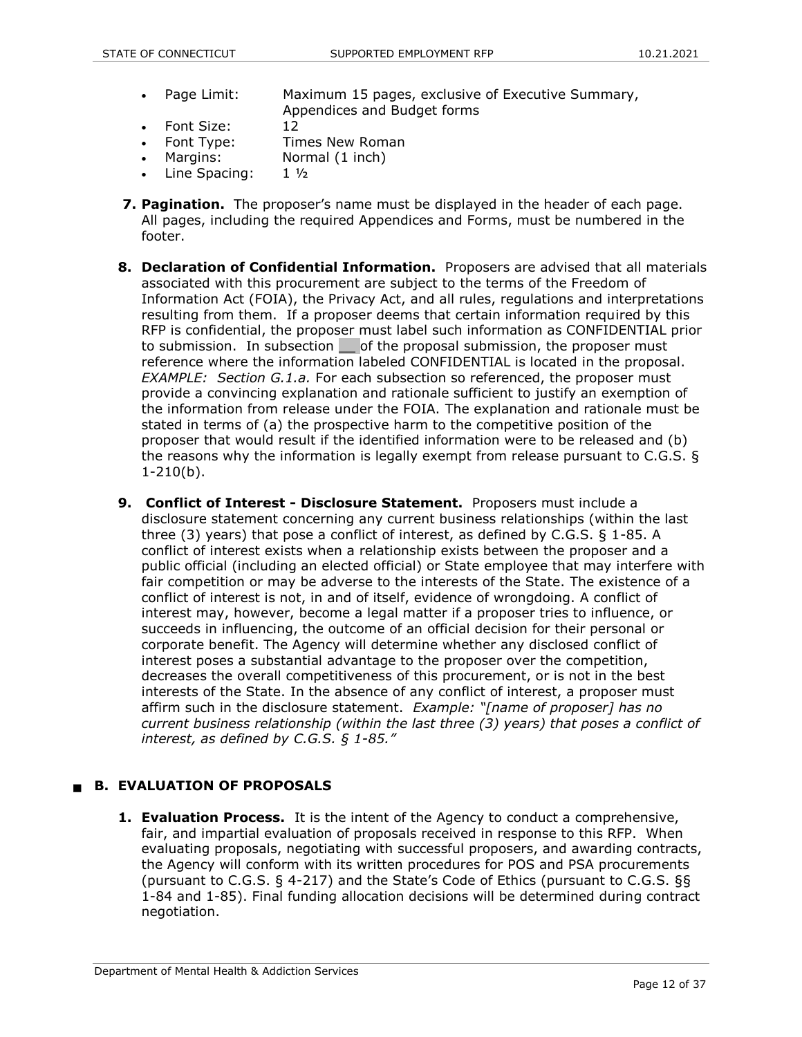- Page Limit: Maximum 15 pages, exclusive of Executive Summary, Appendices and Budget forms
- Font Size: 12
- Font Type: Times New Roman
- Margins: Normal (1 inch)
- Line Spacing: 1 ½

7. **Pagination.** The proposer's name must be displayed in the header of each page. All pages, including the required Appendices and Forms, must be numbered in the footer.

8. **Declaration of Confidential Information.** Proposers are advised that all materials associated with this procurement are subject to the terms of the Freedom of Information Act (FOIA), the Privacy Act, and all rules, regulations and interpretations resulting from them. If a proposer deems that certain information required by this RFP is confidential, the proposer must label such information as CONFIDENTIAL prior to submission. In subsection __ of the proposal submission, the proposer must reference where the information labeled CONFIDENTIAL is located in the proposal. *EXAMPLE: Section G.1.a.* For each subsection so referenced, the proposer must provide a convincing explanation and rationale sufficient to justify an exemption of the information from release under the FOIA. The explanation and rationale must be stated in terms of (a) the prospective harm to the competitive position of the proposer that would result if the identified information were to be released and (b) the reasons why the information is legally exempt from release pursuant to C.G.S. § 1-210(b).

9. **Conflict of Interest - Disclosure Statement.** Proposers must include a disclosure statement concerning any current business relationships (within the last three (3) years) that pose a conflict of interest, as defined by C.G.S. § 1-85. A conflict of interest exists when a relationship exists between the proposer and a public official (including an elected official) or State employee that may interfere with fair competition or may be adverse to the interests of the State. The existence of a conflict of interest is not, in and of itself, evidence of wrongdoing. A conflict of interest may, however, become a legal matter if a proposer tries to influence, or succeeds in influencing, the outcome of an official decision for their personal or corporate benefit. The Agency will determine whether any disclosed conflict of interest poses a substantial advantage to the proposer over the competition, decreases the overall competitiveness of this procurement, or is not in the best interests of the State. In the absence of any conflict of interest, a proposer must affirm such in the disclosure statement. *Example: "[name of proposer] has no current business relationship (within the last three (3) years) that poses a conflict of interest, as defined by C.G.S. § 1-85."*

## B. EVALUATION OF PROPOSALS

1. **Evaluation Process.** It is the intent of the Agency to conduct a comprehensive, fair, and impartial evaluation of proposals received in response to this RFP. When evaluating proposals, negotiating with successful proposers, and awarding contracts, the Agency will conform with its written procedures for POS and PSA procurements (pursuant to C.G.S. § 4-217) and the State's Code of Ethics (pursuant to C.G.S. §§ 1-84 and 1-85). Final funding allocation decisions will be determined during contract negotiation.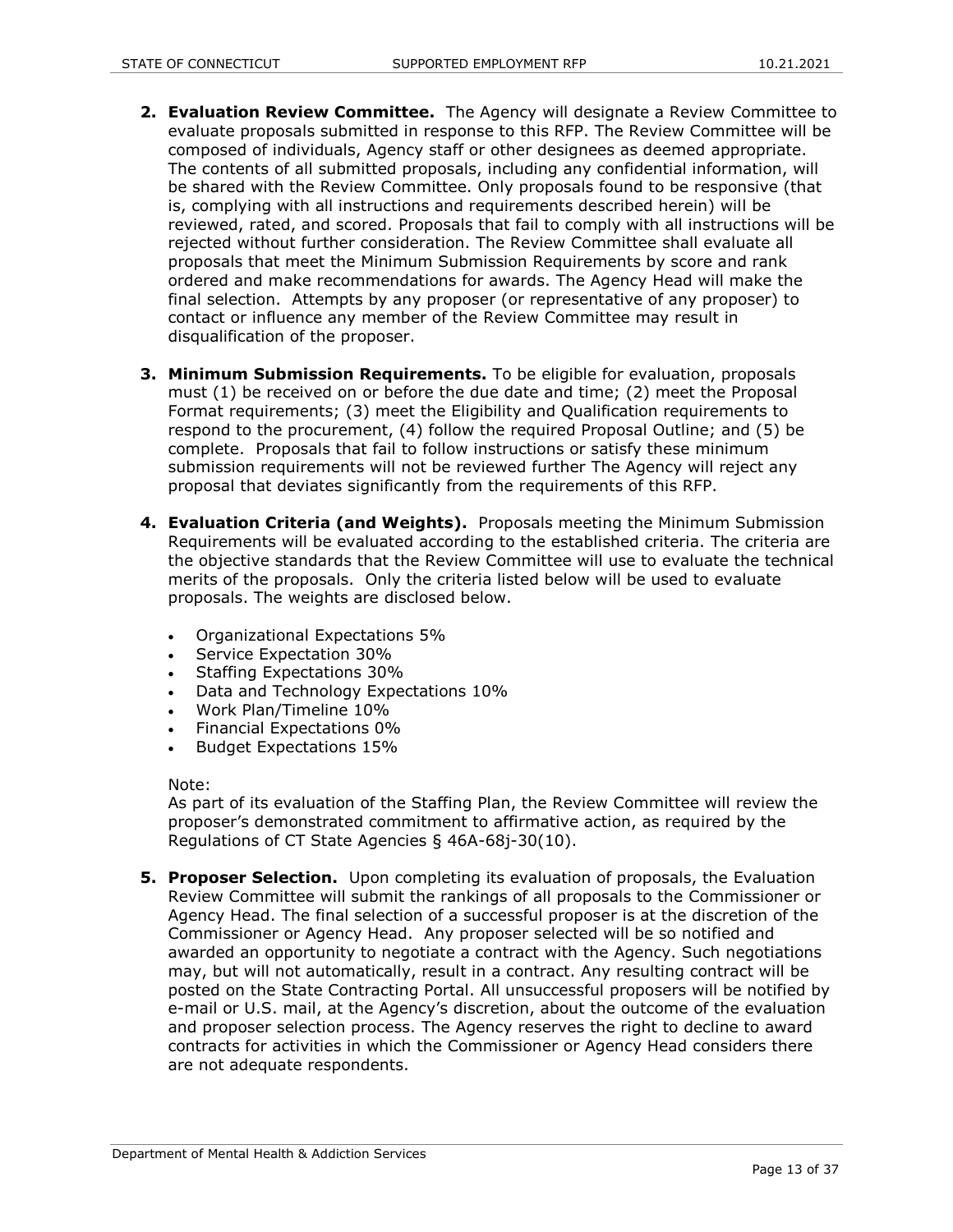2. **Evaluation Review Committee.** The Agency will designate a Review Committee to evaluate proposals submitted in response to this RFP. The Review Committee will be composed of individuals, Agency staff or other designees as deemed appropriate. The contents of all submitted proposals, including any confidential information, will be shared with the Review Committee. Only proposals found to be responsive (that is, complying with all instructions and requirements described herein) will be reviewed, rated, and scored. Proposals that fail to comply with all instructions will be rejected without further consideration. The Review Committee shall evaluate all proposals that meet the Minimum Submission Requirements by score and rank ordered and make recommendations for awards. The Agency Head will make the final selection. Attempts by any proposer (or representative of any proposer) to contact or influence any member of the Review Committee may result in disqualification of the proposer.

3. **Minimum Submission Requirements.** To be eligible for evaluation, proposals must (1) be received on or before the due date and time; (2) meet the Proposal Format requirements; (3) meet the Eligibility and Qualification requirements to respond to the procurement, (4) follow the required Proposal Outline; and (5) be complete. Proposals that fail to follow instructions or satisfy these minimum submission requirements will not be reviewed further The Agency will reject any proposal that deviates significantly from the requirements of this RFP.

4. **Evaluation Criteria (and Weights).** Proposals meeting the Minimum Submission Requirements will be evaluated according to the established criteria. The criteria are the objective standards that the Review Committee will use to evaluate the technical merits of the proposals. Only the criteria listed below will be used to evaluate proposals. The weights are disclosed below.

   - Organizational Expectations 5%
   - Service Expectation 30%
   - Staffing Expectations 30%
   - Data and Technology Expectations 10%
   - Work Plan/Timeline 10%
   - Financial Expectations 0%
   - Budget Expectations 15%

   Note:
   As part of its evaluation of the Staffing Plan, the Review Committee will review the proposer's demonstrated commitment to affirmative action, as required by the Regulations of CT State Agencies § 46A-68j-30(10).

5. **Proposer Selection.** Upon completing its evaluation of proposals, the Evaluation Review Committee will submit the rankings of all proposals to the Commissioner or Agency Head. The final selection of a successful proposer is at the discretion of the Commissioner or Agency Head. Any proposer selected will be so notified and awarded an opportunity to negotiate a contract with the Agency. Such negotiations may, but will not automatically, result in a contract. Any resulting contract will be posted on the State Contracting Portal. All unsuccessful proposers will be notified by e-mail or U.S. mail, at the Agency's discretion, about the outcome of the evaluation and proposer selection process. The Agency reserves the right to decline to award contracts for activities in which the Commissioner or Agency Head considers there are not adequate respondents.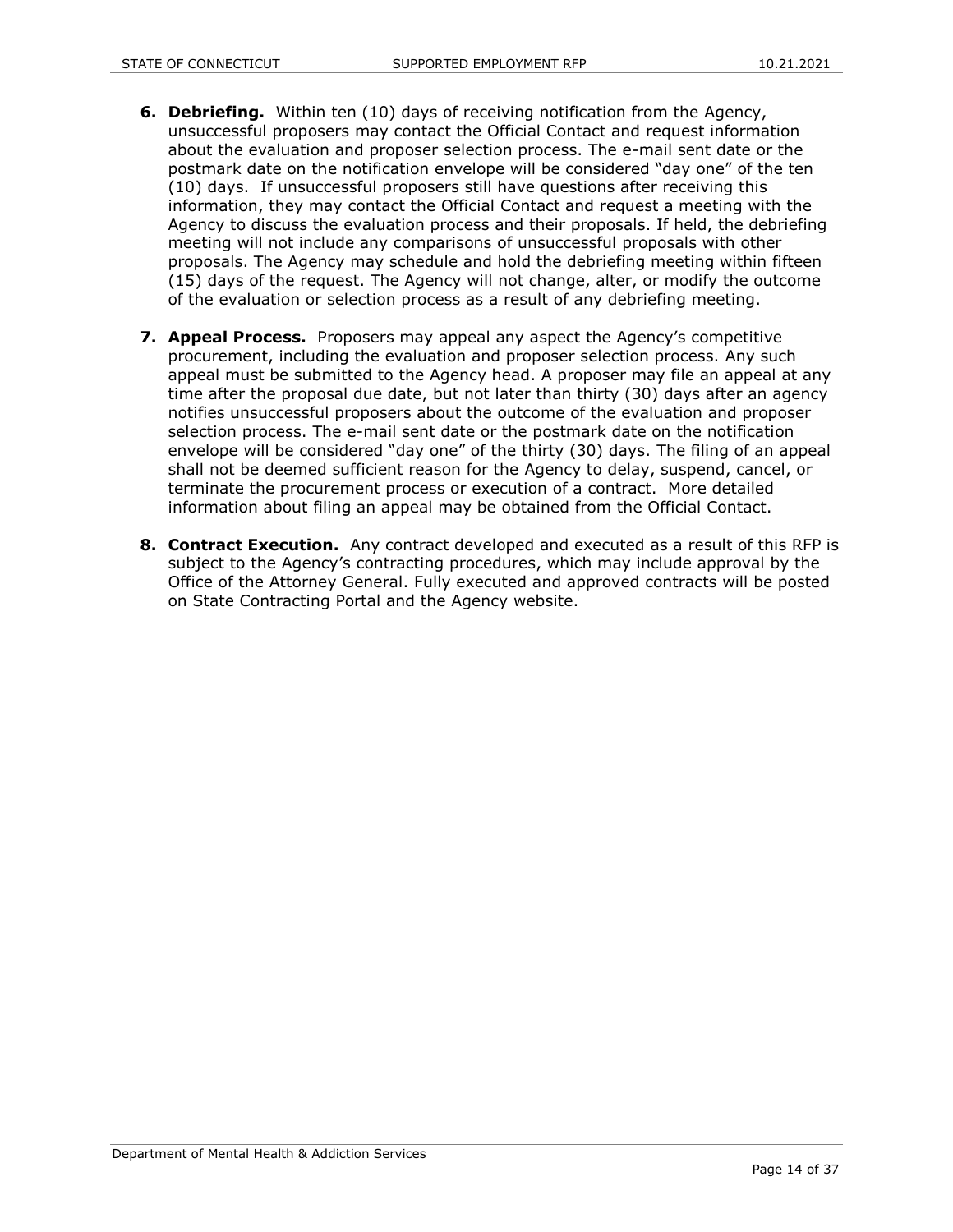6. **Debriefing.** Within ten (10) days of receiving notification from the Agency, unsuccessful proposers may contact the Official Contact and request information about the evaluation and proposer selection process. The e-mail sent date or the postmark date on the notification envelope will be considered "day one" of the ten (10) days. If unsuccessful proposers still have questions after receiving this information, they may contact the Official Contact and request a meeting with the Agency to discuss the evaluation process and their proposals. If held, the debriefing meeting will not include any comparisons of unsuccessful proposals with other proposals. The Agency may schedule and hold the debriefing meeting within fifteen (15) days of the request. The Agency will not change, alter, or modify the outcome of the evaluation or selection process as a result of any debriefing meeting.

7. **Appeal Process.** Proposers may appeal any aspect the Agency's competitive procurement, including the evaluation and proposer selection process. Any such appeal must be submitted to the Agency head. A proposer may file an appeal at any time after the proposal due date, but not later than thirty (30) days after an agency notifies unsuccessful proposers about the outcome of the evaluation and proposer selection process. The e-mail sent date or the postmark date on the notification envelope will be considered "day one" of the thirty (30) days. The filing of an appeal shall not be deemed sufficient reason for the Agency to delay, suspend, cancel, or terminate the procurement process or execution of a contract. More detailed information about filing an appeal may be obtained from the Official Contact.

8. **Contract Execution.** Any contract developed and executed as a result of this RFP is subject to the Agency's contracting procedures, which may include approval by the Office of the Attorney General. Fully executed and approved contracts will be posted on State Contracting Portal and the Agency website.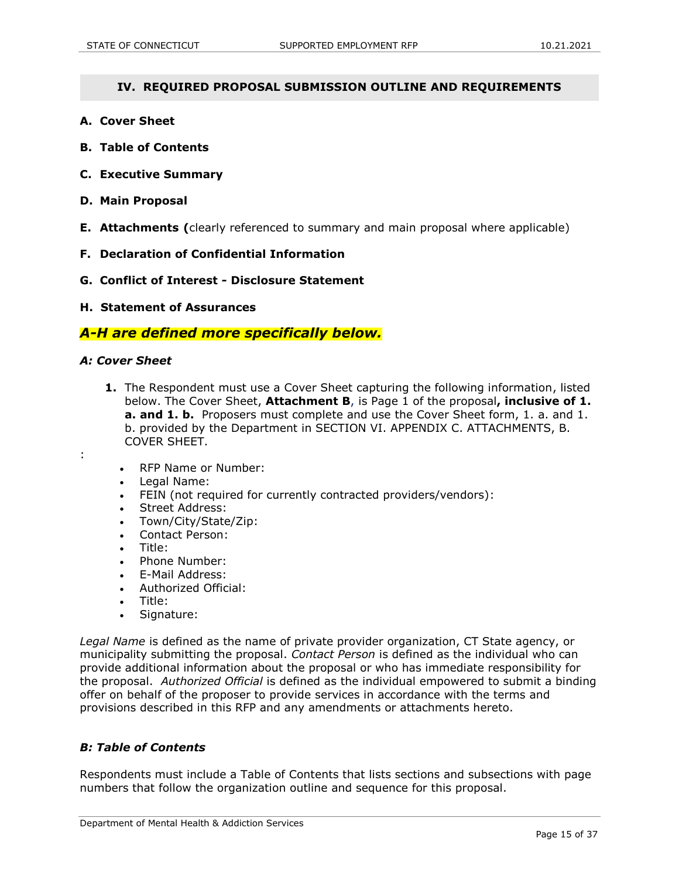## IV. REQUIRED PROPOSAL SUBMISSION OUTLINE AND REQUIREMENTS

**A. Cover Sheet**

**B. Table of Contents**

**C. Executive Summary**

**D. Main Proposal**

**E. Attachments (**clearly referenced to summary and main proposal where applicable)

**F. Declaration of Confidential Information**

**G. Conflict of Interest - Disclosure Statement**

**H. Statement of Assurances**

***A-H are defined more specifically below.***

### *A: Cover Sheet*

1. The Respondent must use a Cover Sheet capturing the following information, listed below. The Cover Sheet, **Attachment B**, is Page 1 of the proposal**, inclusive of 1. a. and 1. b.** Proposers must complete and use the Cover Sheet form, 1. a. and 1. b. provided by the Department in SECTION VI. APPENDIX C. ATTACHMENTS, B. COVER SHEET.

:

- RFP Name or Number:
- Legal Name:
- FEIN (not required for currently contracted providers/vendors):
- Street Address:
- Town/City/State/Zip:
- Contact Person:
- Title:
- Phone Number:
- E-Mail Address:
- Authorized Official:
- Title:
- Signature:

*Legal Name* is defined as the name of private provider organization, CT State agency, or municipality submitting the proposal. *Contact Person* is defined as the individual who can provide additional information about the proposal or who has immediate responsibility for the proposal. *Authorized Official* is defined as the individual empowered to submit a binding offer on behalf of the proposer to provide services in accordance with the terms and provisions described in this RFP and any amendments or attachments hereto.

### *B: Table of Contents*

Respondents must include a Table of Contents that lists sections and subsections with page numbers that follow the organization outline and sequence for this proposal.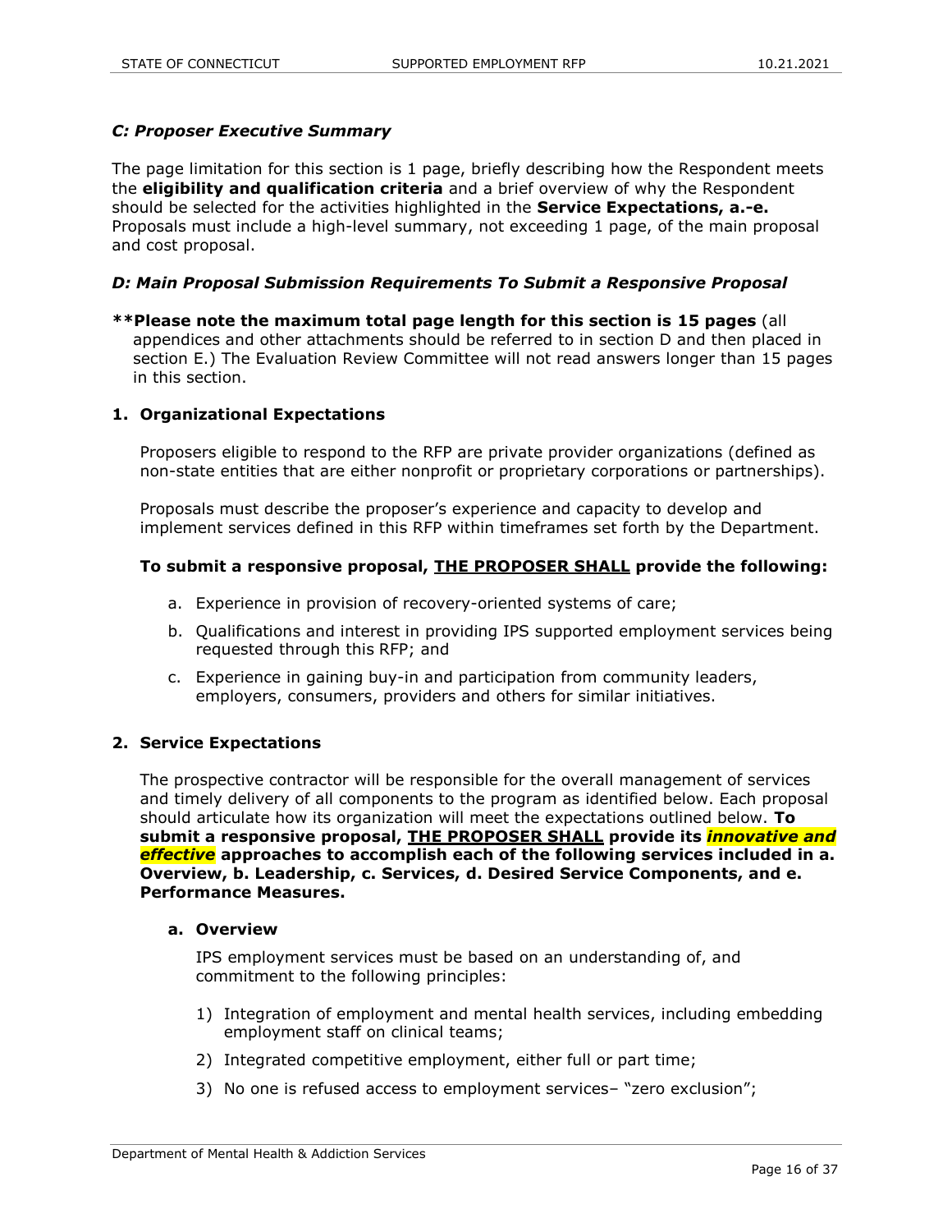### *C: Proposer Executive Summary*

The page limitation for this section is 1 page, briefly describing how the Respondent meets the **eligibility and qualification criteria** and a brief overview of why the Respondent should be selected for the activities highlighted in the **Service Expectations, a.-e.** Proposals must include a high-level summary, not exceeding 1 page, of the main proposal and cost proposal.

### *D: Main Proposal Submission Requirements To Submit a Responsive Proposal*

**\*\*Please note the maximum total page length for this section is 15 pages** (all appendices and other attachments should be referred to in section D and then placed in section E.) The Evaluation Review Committee will not read answers longer than 15 pages in this section.

#### 1. Organizational Expectations

Proposers eligible to respond to the RFP are private provider organizations (defined as non-state entities that are either nonprofit or proprietary corporations or partnerships).

Proposals must describe the proposer's experience and capacity to develop and implement services defined in this RFP within timeframes set forth by the Department.

**To submit a responsive proposal, <u>THE PROPOSER SHALL</u> provide the following:**

a. Experience in provision of recovery-oriented systems of care;

b. Qualifications and interest in providing IPS supported employment services being requested through this RFP; and

c. Experience in gaining buy-in and participation from community leaders, employers, consumers, providers and others for similar initiatives.

#### 2. Service Expectations

The prospective contractor will be responsible for the overall management of services and timely delivery of all components to the program as identified below. Each proposal should articulate how its organization will meet the expectations outlined below. **To submit a responsive proposal, <u>THE PROPOSER SHALL</u> provide its *innovative and effective* approaches to accomplish each of the following services included in a. Overview, b. Leadership, c. Services, d. Desired Service Components, and e. Performance Measures.**

##### a. Overview

IPS employment services must be based on an understanding of, and commitment to the following principles:

1) Integration of employment and mental health services, including embedding employment staff on clinical teams;

2) Integrated competitive employment, either full or part time;

3) No one is refused access to employment services– "zero exclusion";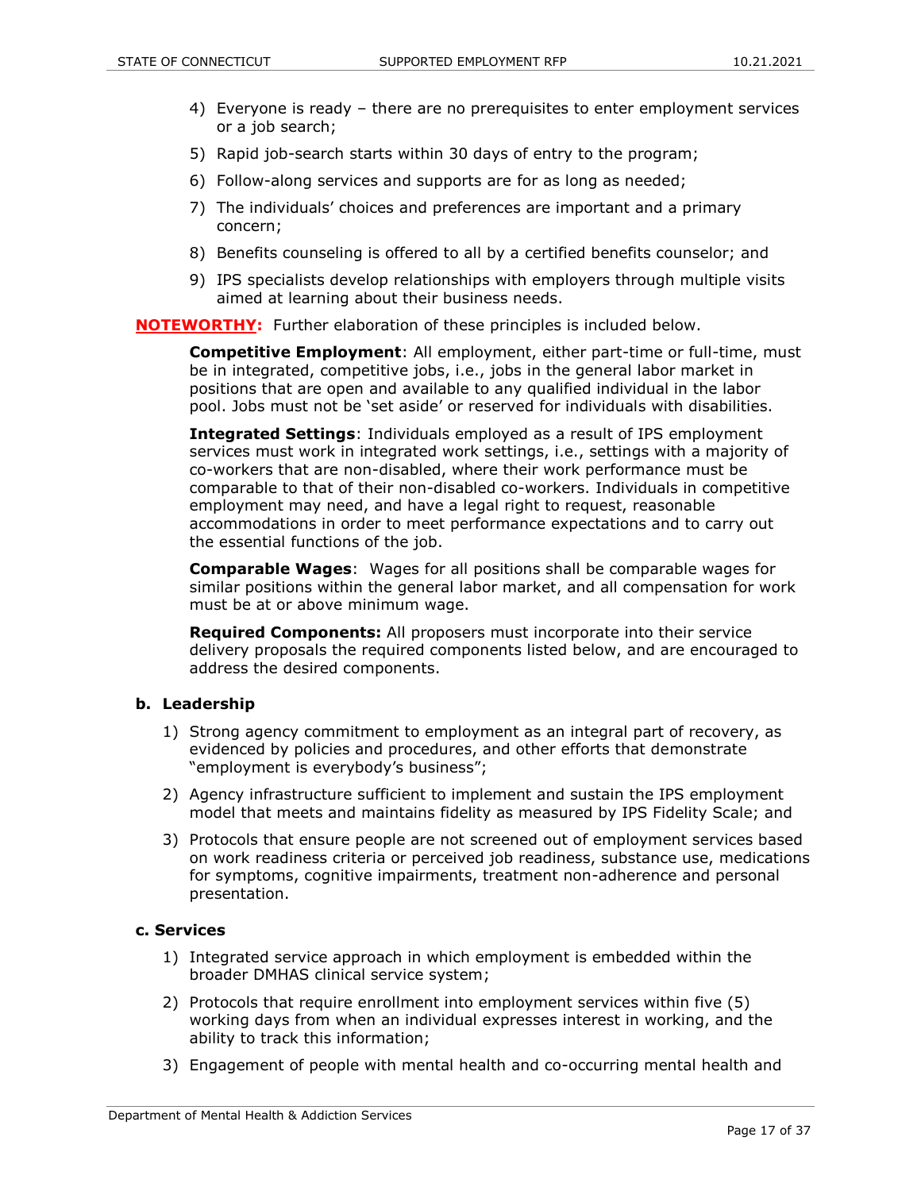4) Everyone is ready – there are no prerequisites to enter employment services or a job search;
5) Rapid job-search starts within 30 days of entry to the program;
6) Follow-along services and supports are for as long as needed;
7) The individuals' choices and preferences are important and a primary concern;
8) Benefits counseling is offered to all by a certified benefits counselor; and
9) IPS specialists develop relationships with employers through multiple visits aimed at learning about their business needs.

**NOTEWORTHY:** Further elaboration of these principles is included below.

**Competitive Employment**: All employment, either part-time or full-time, must be in integrated, competitive jobs, i.e., jobs in the general labor market in positions that are open and available to any qualified individual in the labor pool. Jobs must not be 'set aside' or reserved for individuals with disabilities.

**Integrated Settings**: Individuals employed as a result of IPS employment services must work in integrated work settings, i.e., settings with a majority of co-workers that are non-disabled, where their work performance must be comparable to that of their non-disabled co-workers. Individuals in competitive employment may need, and have a legal right to request, reasonable accommodations in order to meet performance expectations and to carry out the essential functions of the job.

**Comparable Wages**: Wages for all positions shall be comparable wages for similar positions within the general labor market, and all compensation for work must be at or above minimum wage.

**Required Components:** All proposers must incorporate into their service delivery proposals the required components listed below, and are encouraged to address the desired components.

### b. Leadership

1) Strong agency commitment to employment as an integral part of recovery, as evidenced by policies and procedures, and other efforts that demonstrate "employment is everybody's business";
2) Agency infrastructure sufficient to implement and sustain the IPS employment model that meets and maintains fidelity as measured by IPS Fidelity Scale; and
3) Protocols that ensure people are not screened out of employment services based on work readiness criteria or perceived job readiness, substance use, medications for symptoms, cognitive impairments, treatment non-adherence and personal presentation.

### c. Services

1) Integrated service approach in which employment is embedded within the broader DMHAS clinical service system;
2) Protocols that require enrollment into employment services within five (5) working days from when an individual expresses interest in working, and the ability to track this information;
3) Engagement of people with mental health and co-occurring mental health and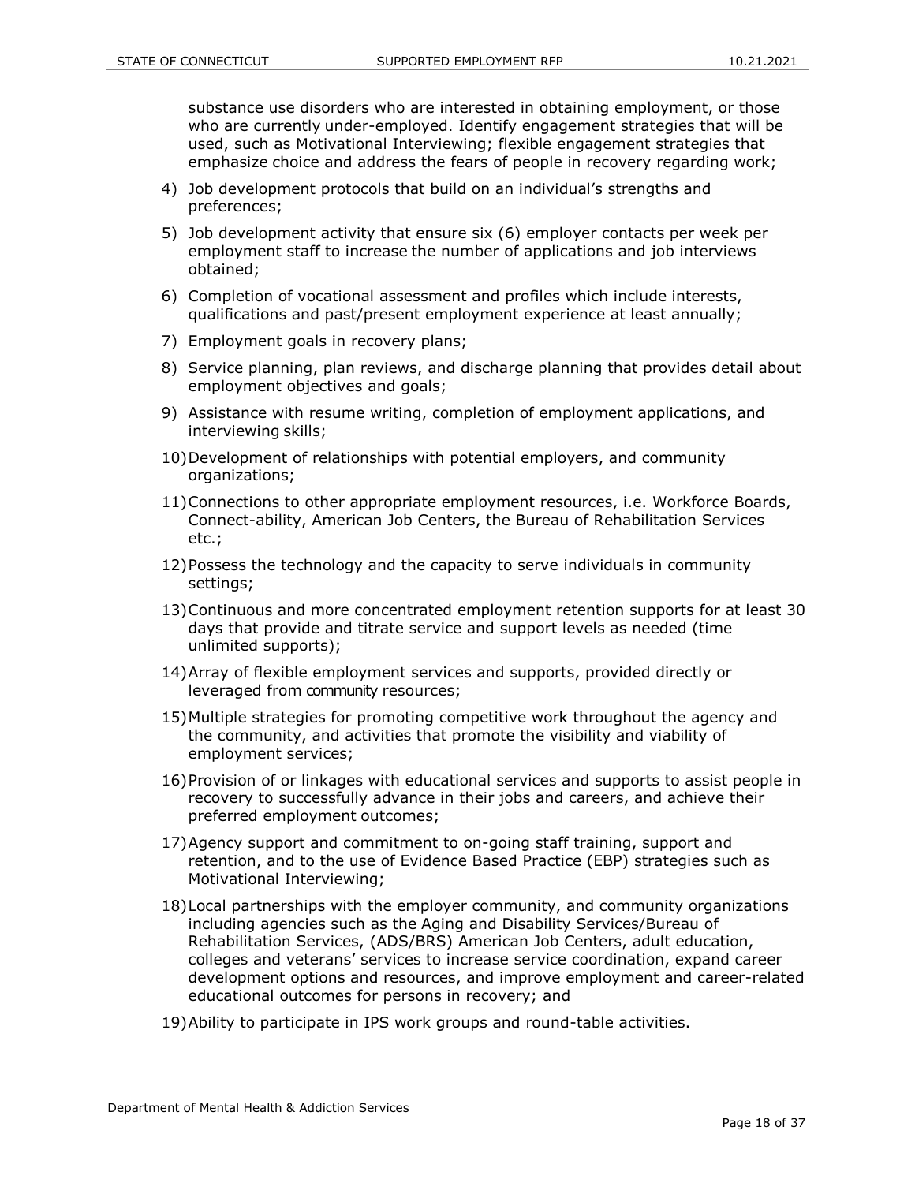substance use disorders who are interested in obtaining employment, or those who are currently under-employed. Identify engagement strategies that will be used, such as Motivational Interviewing; flexible engagement strategies that emphasize choice and address the fears of people in recovery regarding work;

4) Job development protocols that build on an individual's strengths and preferences;
5) Job development activity that ensure six (6) employer contacts per week per employment staff to increase the number of applications and job interviews obtained;
6) Completion of vocational assessment and profiles which include interests, qualifications and past/present employment experience at least annually;
7) Employment goals in recovery plans;
8) Service planning, plan reviews, and discharge planning that provides detail about employment objectives and goals;
9) Assistance with resume writing, completion of employment applications, and interviewing skills;
10) Development of relationships with potential employers, and community organizations;
11) Connections to other appropriate employment resources, i.e. Workforce Boards, Connect-ability, American Job Centers, the Bureau of Rehabilitation Services etc.;
12) Possess the technology and the capacity to serve individuals in community settings;
13) Continuous and more concentrated employment retention supports for at least 30 days that provide and titrate service and support levels as needed (time unlimited supports);
14) Array of flexible employment services and supports, provided directly or leveraged from community resources;
15) Multiple strategies for promoting competitive work throughout the agency and the community, and activities that promote the visibility and viability of employment services;
16) Provision of or linkages with educational services and supports to assist people in recovery to successfully advance in their jobs and careers, and achieve their preferred employment outcomes;
17) Agency support and commitment to on-going staff training, support and retention, and to the use of Evidence Based Practice (EBP) strategies such as Motivational Interviewing;
18) Local partnerships with the employer community, and community organizations including agencies such as the Aging and Disability Services/Bureau of Rehabilitation Services, (ADS/BRS) American Job Centers, adult education, colleges and veterans' services to increase service coordination, expand career development options and resources, and improve employment and career-related educational outcomes for persons in recovery; and
19) Ability to participate in IPS work groups and round-table activities.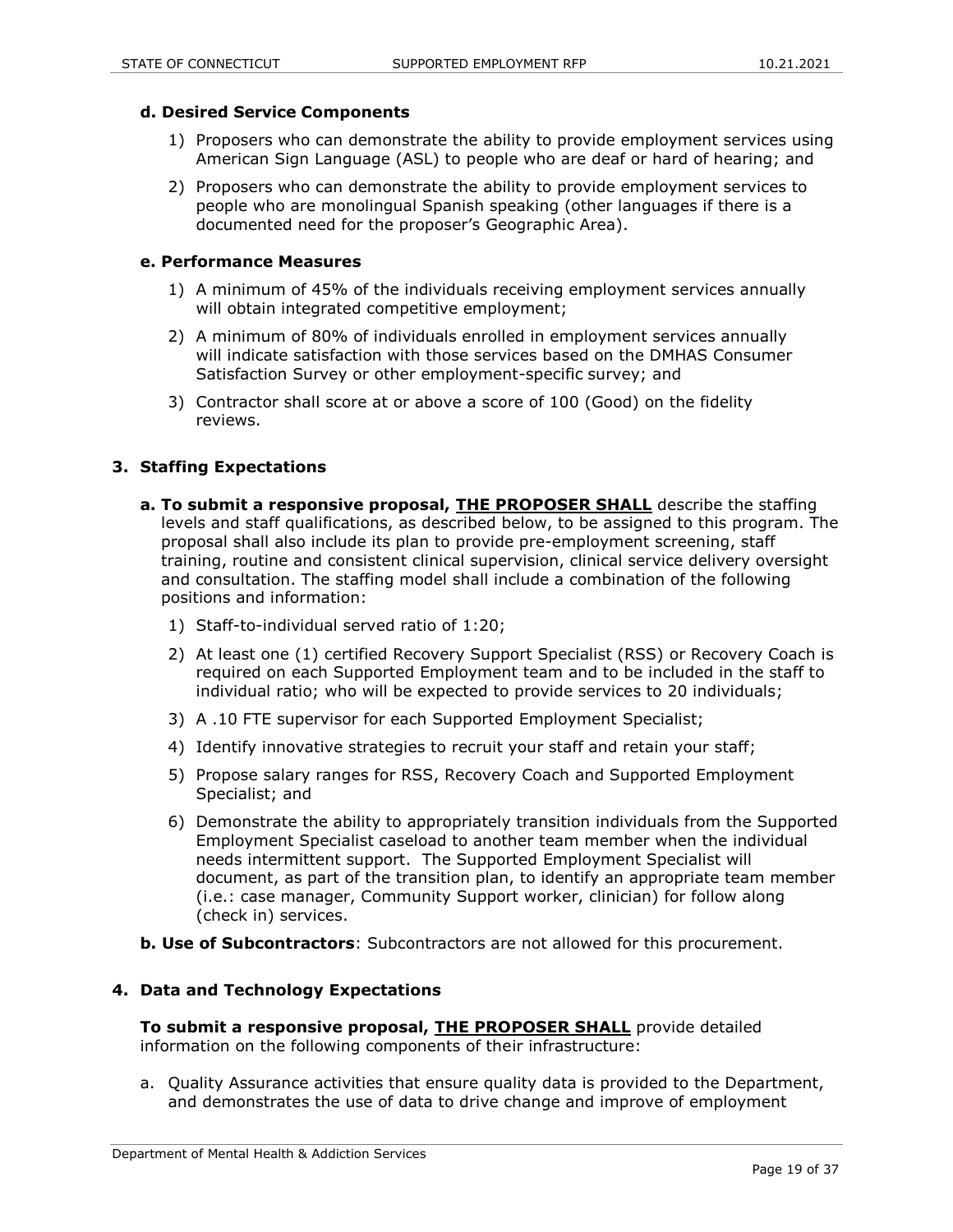**d. Desired Service Components**

1) Proposers who can demonstrate the ability to provide employment services using American Sign Language (ASL) to people who are deaf or hard of hearing; and
2) Proposers who can demonstrate the ability to provide employment services to people who are monolingual Spanish speaking (other languages if there is a documented need for the proposer's Geographic Area).

**e. Performance Measures**

1) A minimum of 45% of the individuals receiving employment services annually will obtain integrated competitive employment;
2) A minimum of 80% of individuals enrolled in employment services annually will indicate satisfaction with those services based on the DMHAS Consumer Satisfaction Survey or other employment-specific survey; and
3) Contractor shall score at or above a score of 100 (Good) on the fidelity reviews.

### 3. Staffing Expectations

**a. To submit a responsive proposal, <u>THE PROPOSER SHALL</u>** describe the staffing levels and staff qualifications, as described below, to be assigned to this program. The proposal shall also include its plan to provide pre-employment screening, staff training, routine and consistent clinical supervision, clinical service delivery oversight and consultation. The staffing model shall include a combination of the following positions and information:

1) Staff-to-individual served ratio of 1:20;
2) At least one (1) certified Recovery Support Specialist (RSS) or Recovery Coach is required on each Supported Employment team and to be included in the staff to individual ratio; who will be expected to provide services to 20 individuals;
3) A .10 FTE supervisor for each Supported Employment Specialist;
4) Identify innovative strategies to recruit your staff and retain your staff;
5) Propose salary ranges for RSS, Recovery Coach and Supported Employment Specialist; and
6) Demonstrate the ability to appropriately transition individuals from the Supported Employment Specialist caseload to another team member when the individual needs intermittent support. The Supported Employment Specialist will document, as part of the transition plan, to identify an appropriate team member (i.e.: case manager, Community Support worker, clinician) for follow along (check in) services.

**b. Use of Subcontractors**: Subcontractors are not allowed for this procurement.

### 4. Data and Technology Expectations

**To submit a responsive proposal, <u>THE PROPOSER SHALL</u>** provide detailed information on the following components of their infrastructure:

a. Quality Assurance activities that ensure quality data is provided to the Department, and demonstrates the use of data to drive change and improve of employment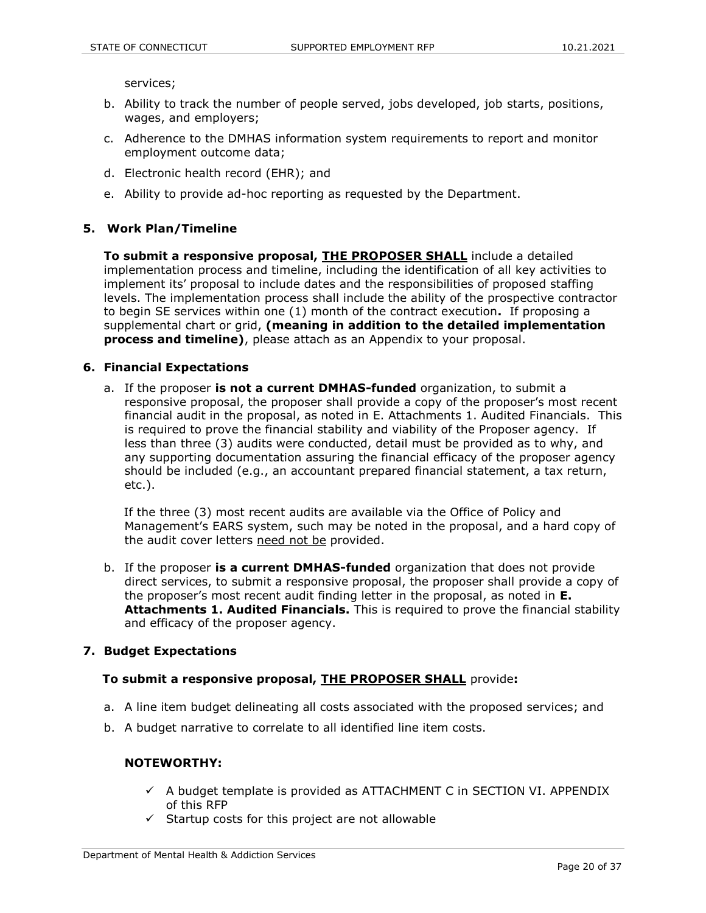services;

b. Ability to track the number of people served, jobs developed, job starts, positions, wages, and employers;

c. Adherence to the DMHAS information system requirements to report and monitor employment outcome data;

d. Electronic health record (EHR); and

e. Ability to provide ad-hoc reporting as requested by the Department.

**5. Work Plan/Timeline**

**To submit a responsive proposal, <u>THE PROPOSER SHALL</u>** include a detailed implementation process and timeline, including the identification of all key activities to implement its' proposal to include dates and the responsibilities of proposed staffing levels. The implementation process shall include the ability of the prospective contractor to begin SE services within one (1) month of the contract execution**.** If proposing a supplemental chart or grid, **(meaning in addition to the detailed implementation process and timeline)**, please attach as an Appendix to your proposal.

**6. Financial Expectations**

a. If the proposer **is not a current DMHAS-funded** organization, to submit a responsive proposal, the proposer shall provide a copy of the proposer's most recent financial audit in the proposal, as noted in E. Attachments 1. Audited Financials. This is required to prove the financial stability and viability of the Proposer agency. If less than three (3) audits were conducted, detail must be provided as to why, and any supporting documentation assuring the financial efficacy of the proposer agency should be included (e.g., an accountant prepared financial statement, a tax return, etc.).

   If the three (3) most recent audits are available via the Office of Policy and Management's EARS system, such may be noted in the proposal, and a hard copy of the audit cover letters <u>need not be</u> provided.

b. If the proposer **is a current DMHAS-funded** organization that does not provide direct services, to submit a responsive proposal, the proposer shall provide a copy of the proposer's most recent audit finding letter in the proposal, as noted in **E. Attachments 1. Audited Financials.** This is required to prove the financial stability and efficacy of the proposer agency.

**7. Budget Expectations**

**To submit a responsive proposal, <u>THE PROPOSER SHALL</u>** provide**:**

a. A line item budget delineating all costs associated with the proposed services; and

b. A budget narrative to correlate to all identified line item costs.

**NOTEWORTHY:**

- ✓ A budget template is provided as ATTACHMENT C in SECTION VI. APPENDIX of this RFP
- ✓ Startup costs for this project are not allowable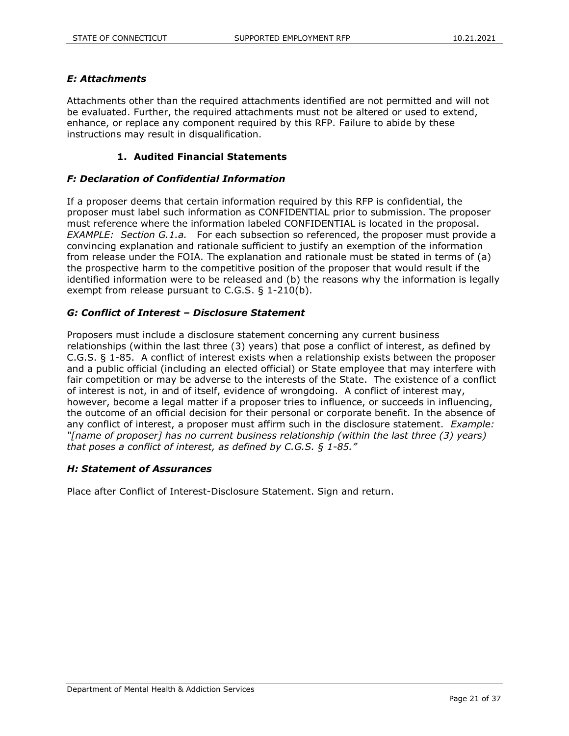### *E: Attachments*

Attachments other than the required attachments identified are not permitted and will not be evaluated. Further, the required attachments must not be altered or used to extend, enhance, or replace any component required by this RFP. Failure to abide by these instructions may result in disqualification.

1. **Audited Financial Statements**

### *F: Declaration of Confidential Information*

If a proposer deems that certain information required by this RFP is confidential, the proposer must label such information as CONFIDENTIAL prior to submission. The proposer must reference where the information labeled CONFIDENTIAL is located in the proposal. *EXAMPLE: Section G.1.a.* For each subsection so referenced, the proposer must provide a convincing explanation and rationale sufficient to justify an exemption of the information from release under the FOIA. The explanation and rationale must be stated in terms of (a) the prospective harm to the competitive position of the proposer that would result if the identified information were to be released and (b) the reasons why the information is legally exempt from release pursuant to C.G.S. § 1-210(b).

### *G: Conflict of Interest – Disclosure Statement*

Proposers must include a disclosure statement concerning any current business relationships (within the last three (3) years) that pose a conflict of interest, as defined by C.G.S. § 1-85. A conflict of interest exists when a relationship exists between the proposer and a public official (including an elected official) or State employee that may interfere with fair competition or may be adverse to the interests of the State. The existence of a conflict of interest is not, in and of itself, evidence of wrongdoing. A conflict of interest may, however, become a legal matter if a proposer tries to influence, or succeeds in influencing, the outcome of an official decision for their personal or corporate benefit. In the absence of any conflict of interest, a proposer must affirm such in the disclosure statement. *Example: "[name of proposer] has no current business relationship (within the last three (3) years) that poses a conflict of interest, as defined by C.G.S. § 1-85."*

### *H: Statement of Assurances*

Place after Conflict of Interest-Disclosure Statement. Sign and return.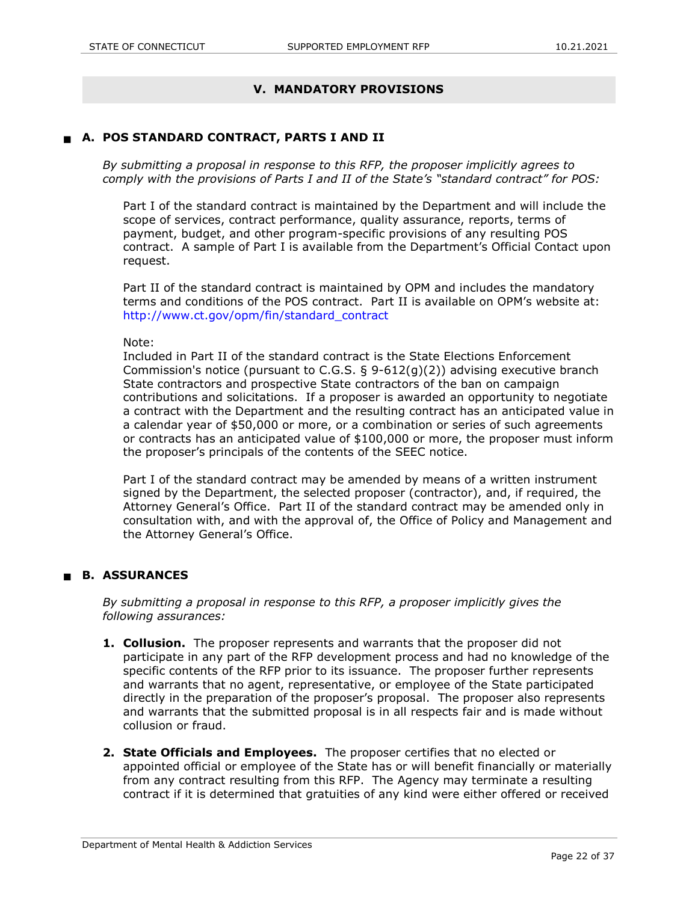## V. MANDATORY PROVISIONS

### A. POS STANDARD CONTRACT, PARTS I AND II

*By submitting a proposal in response to this RFP, the proposer implicitly agrees to comply with the provisions of Parts I and II of the State's "standard contract" for POS:*

Part I of the standard contract is maintained by the Department and will include the scope of services, contract performance, quality assurance, reports, terms of payment, budget, and other program-specific provisions of any resulting POS contract. A sample of Part I is available from the Department's Official Contact upon request.

Part II of the standard contract is maintained by OPM and includes the mandatory terms and conditions of the POS contract. Part II is available on OPM's website at: http://www.ct.gov/opm/fin/standard_contract

Note:
Included in Part II of the standard contract is the State Elections Enforcement Commission's notice (pursuant to C.G.S. § 9-612(g)(2)) advising executive branch State contractors and prospective State contractors of the ban on campaign contributions and solicitations. If a proposer is awarded an opportunity to negotiate a contract with the Department and the resulting contract has an anticipated value in a calendar year of $50,000 or more, or a combination or series of such agreements or contracts has an anticipated value of $100,000 or more, the proposer must inform the proposer's principals of the contents of the SEEC notice.

Part I of the standard contract may be amended by means of a written instrument signed by the Department, the selected proposer (contractor), and, if required, the Attorney General's Office. Part II of the standard contract may be amended only in consultation with, and with the approval of, the Office of Policy and Management and the Attorney General's Office.

### B. ASSURANCES

*By submitting a proposal in response to this RFP, a proposer implicitly gives the following assurances:*

1. **Collusion.** The proposer represents and warrants that the proposer did not participate in any part of the RFP development process and had no knowledge of the specific contents of the RFP prior to its issuance. The proposer further represents and warrants that no agent, representative, or employee of the State participated directly in the preparation of the proposer's proposal. The proposer also represents and warrants that the submitted proposal is in all respects fair and is made without collusion or fraud.

2. **State Officials and Employees.** The proposer certifies that no elected or appointed official or employee of the State has or will benefit financially or materially from any contract resulting from this RFP. The Agency may terminate a resulting contract if it is determined that gratuities of any kind were either offered or received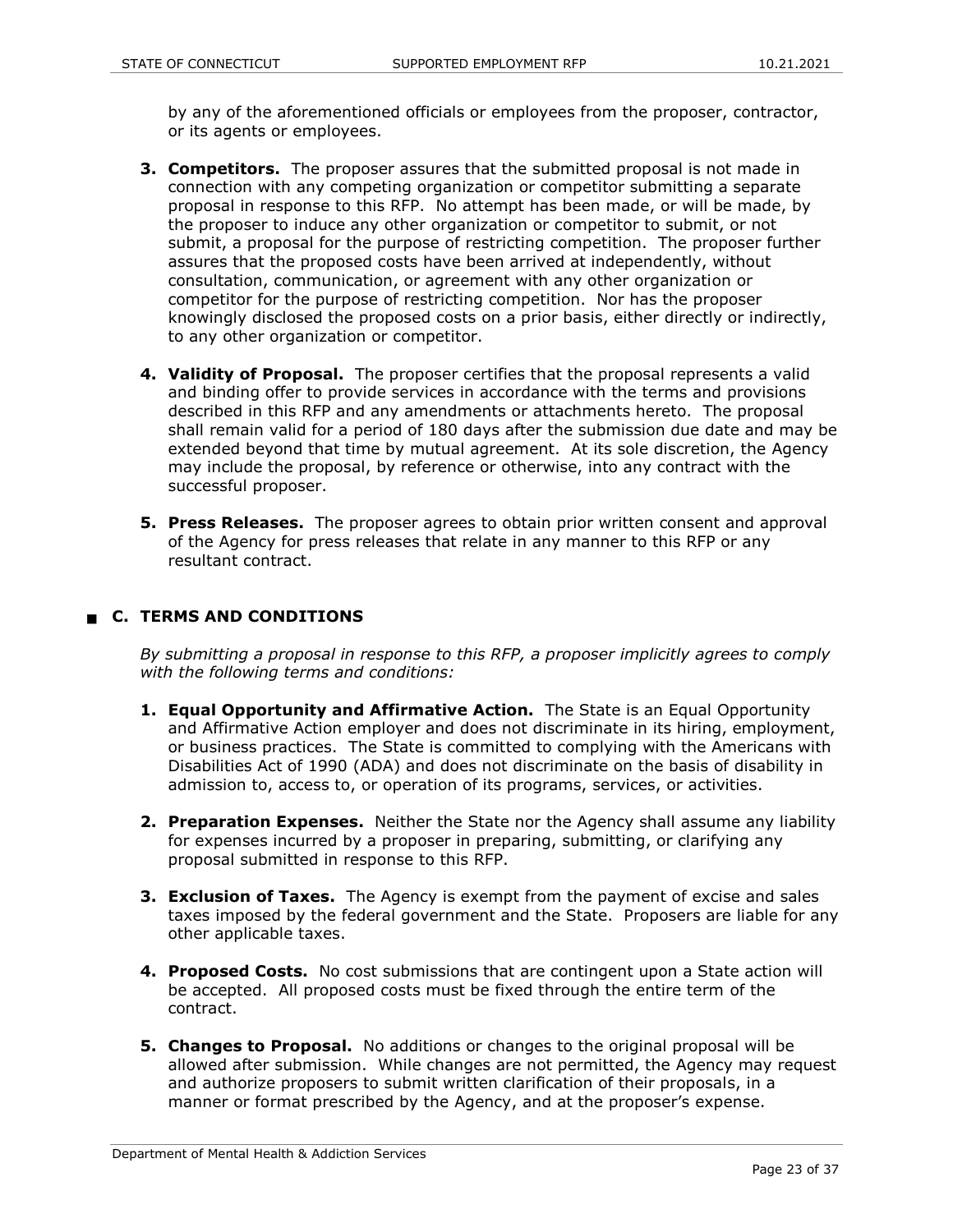by any of the aforementioned officials or employees from the proposer, contractor, or its agents or employees.

3. **Competitors.** The proposer assures that the submitted proposal is not made in connection with any competing organization or competitor submitting a separate proposal in response to this RFP. No attempt has been made, or will be made, by the proposer to induce any other organization or competitor to submit, or not submit, a proposal for the purpose of restricting competition. The proposer further assures that the proposed costs have been arrived at independently, without consultation, communication, or agreement with any other organization or competitor for the purpose of restricting competition. Nor has the proposer knowingly disclosed the proposed costs on a prior basis, either directly or indirectly, to any other organization or competitor.

4. **Validity of Proposal.** The proposer certifies that the proposal represents a valid and binding offer to provide services in accordance with the terms and provisions described in this RFP and any amendments or attachments hereto. The proposal shall remain valid for a period of 180 days after the submission due date and may be extended beyond that time by mutual agreement. At its sole discretion, the Agency may include the proposal, by reference or otherwise, into any contract with the successful proposer.

5. **Press Releases.** The proposer agrees to obtain prior written consent and approval of the Agency for press releases that relate in any manner to this RFP or any resultant contract.

## C. TERMS AND CONDITIONS

*By submitting a proposal in response to this RFP, a proposer implicitly agrees to comply with the following terms and conditions:*

1. **Equal Opportunity and Affirmative Action.** The State is an Equal Opportunity and Affirmative Action employer and does not discriminate in its hiring, employment, or business practices. The State is committed to complying with the Americans with Disabilities Act of 1990 (ADA) and does not discriminate on the basis of disability in admission to, access to, or operation of its programs, services, or activities.

2. **Preparation Expenses.** Neither the State nor the Agency shall assume any liability for expenses incurred by a proposer in preparing, submitting, or clarifying any proposal submitted in response to this RFP.

3. **Exclusion of Taxes.** The Agency is exempt from the payment of excise and sales taxes imposed by the federal government and the State. Proposers are liable for any other applicable taxes.

4. **Proposed Costs.** No cost submissions that are contingent upon a State action will be accepted. All proposed costs must be fixed through the entire term of the contract.

5. **Changes to Proposal.** No additions or changes to the original proposal will be allowed after submission. While changes are not permitted, the Agency may request and authorize proposers to submit written clarification of their proposals, in a manner or format prescribed by the Agency, and at the proposer's expense.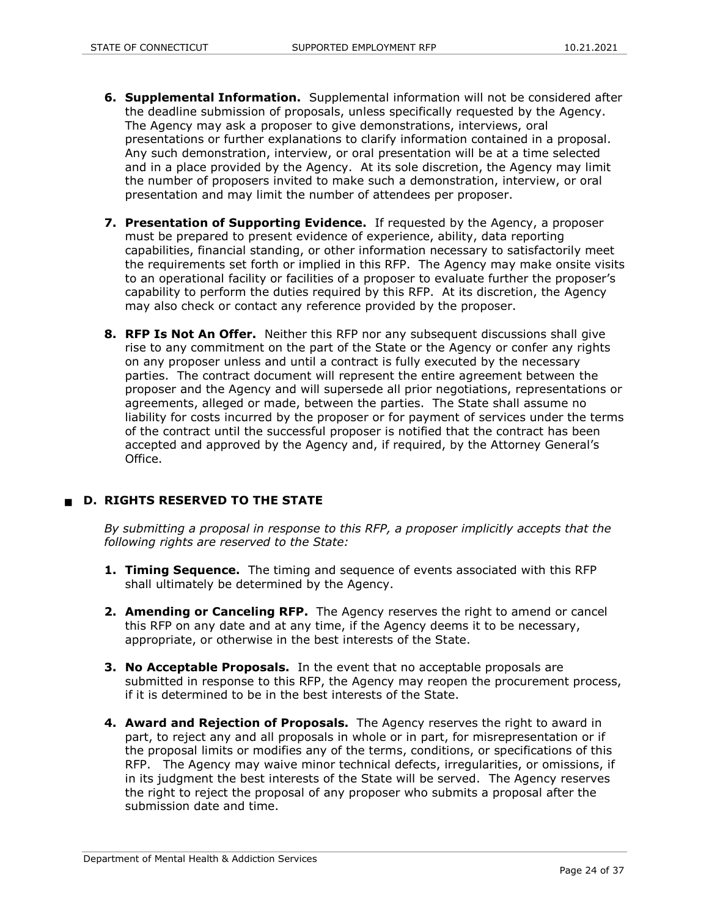6. **Supplemental Information.** Supplemental information will not be considered after the deadline submission of proposals, unless specifically requested by the Agency. The Agency may ask a proposer to give demonstrations, interviews, oral presentations or further explanations to clarify information contained in a proposal. Any such demonstration, interview, or oral presentation will be at a time selected and in a place provided by the Agency. At its sole discretion, the Agency may limit the number of proposers invited to make such a demonstration, interview, or oral presentation and may limit the number of attendees per proposer.

7. **Presentation of Supporting Evidence.** If requested by the Agency, a proposer must be prepared to present evidence of experience, ability, data reporting capabilities, financial standing, or other information necessary to satisfactorily meet the requirements set forth or implied in this RFP. The Agency may make onsite visits to an operational facility or facilities of a proposer to evaluate further the proposer's capability to perform the duties required by this RFP. At its discretion, the Agency may also check or contact any reference provided by the proposer.

8. **RFP Is Not An Offer.** Neither this RFP nor any subsequent discussions shall give rise to any commitment on the part of the State or the Agency or confer any rights on any proposer unless and until a contract is fully executed by the necessary parties. The contract document will represent the entire agreement between the proposer and the Agency and will supersede all prior negotiations, representations or agreements, alleged or made, between the parties. The State shall assume no liability for costs incurred by the proposer or for payment of services under the terms of the contract until the successful proposer is notified that the contract has been accepted and approved by the Agency and, if required, by the Attorney General's Office.

## D. RIGHTS RESERVED TO THE STATE

*By submitting a proposal in response to this RFP, a proposer implicitly accepts that the following rights are reserved to the State:*

1. **Timing Sequence.** The timing and sequence of events associated with this RFP shall ultimately be determined by the Agency.

2. **Amending or Canceling RFP.** The Agency reserves the right to amend or cancel this RFP on any date and at any time, if the Agency deems it to be necessary, appropriate, or otherwise in the best interests of the State.

3. **No Acceptable Proposals.** In the event that no acceptable proposals are submitted in response to this RFP, the Agency may reopen the procurement process, if it is determined to be in the best interests of the State.

4. **Award and Rejection of Proposals.** The Agency reserves the right to award in part, to reject any and all proposals in whole or in part, for misrepresentation or if the proposal limits or modifies any of the terms, conditions, or specifications of this RFP. The Agency may waive minor technical defects, irregularities, or omissions, if in its judgment the best interests of the State will be served. The Agency reserves the right to reject the proposal of any proposer who submits a proposal after the submission date and time.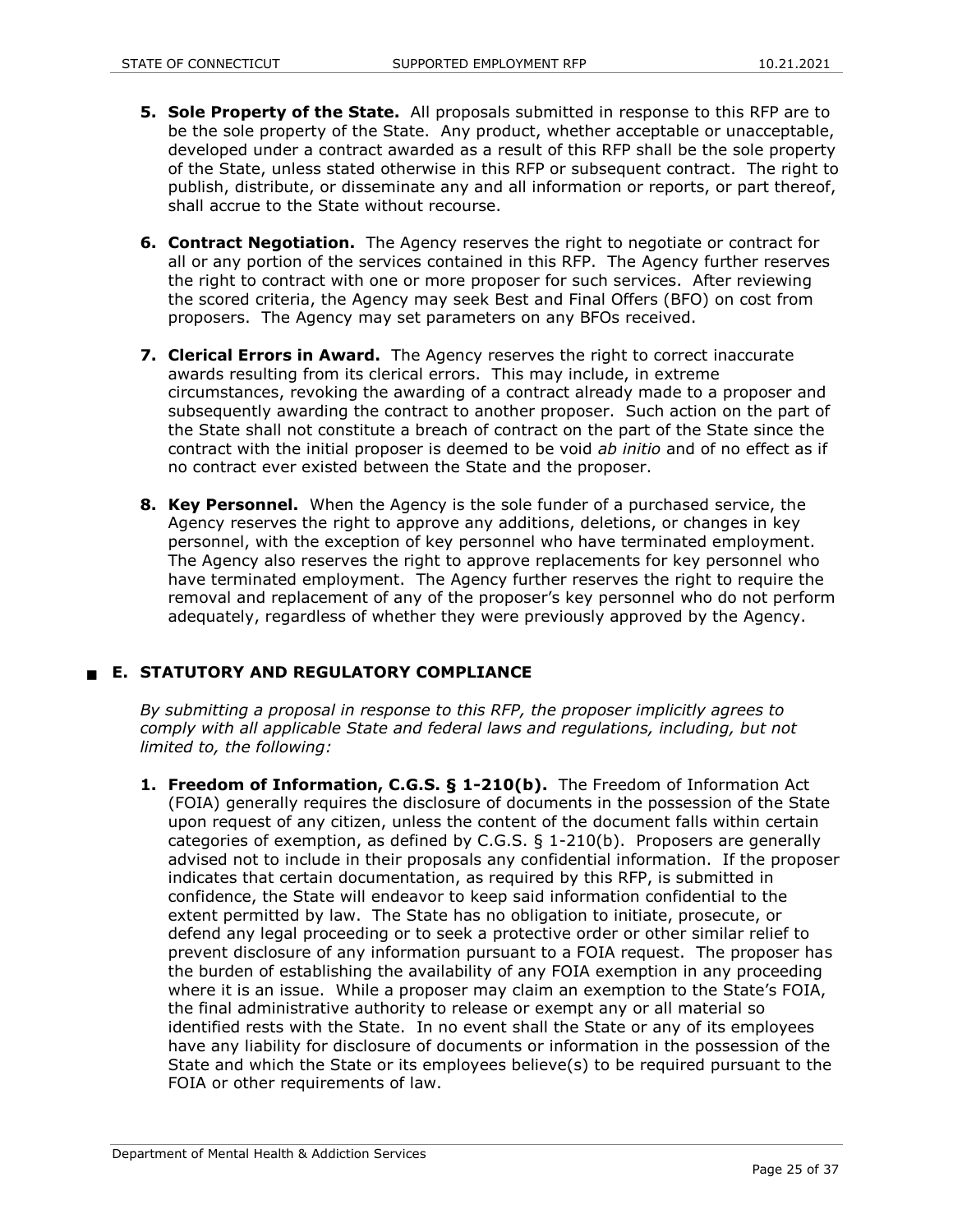5. **Sole Property of the State.** All proposals submitted in response to this RFP are to be the sole property of the State. Any product, whether acceptable or unacceptable, developed under a contract awarded as a result of this RFP shall be the sole property of the State, unless stated otherwise in this RFP or subsequent contract. The right to publish, distribute, or disseminate any and all information or reports, or part thereof, shall accrue to the State without recourse.

6. **Contract Negotiation.** The Agency reserves the right to negotiate or contract for all or any portion of the services contained in this RFP. The Agency further reserves the right to contract with one or more proposer for such services. After reviewing the scored criteria, the Agency may seek Best and Final Offers (BFO) on cost from proposers. The Agency may set parameters on any BFOs received.

7. **Clerical Errors in Award.** The Agency reserves the right to correct inaccurate awards resulting from its clerical errors. This may include, in extreme circumstances, revoking the awarding of a contract already made to a proposer and subsequently awarding the contract to another proposer. Such action on the part of the State shall not constitute a breach of contract on the part of the State since the contract with the initial proposer is deemed to be void *ab initio* and of no effect as if no contract ever existed between the State and the proposer.

8. **Key Personnel.** When the Agency is the sole funder of a purchased service, the Agency reserves the right to approve any additions, deletions, or changes in key personnel, with the exception of key personnel who have terminated employment. The Agency also reserves the right to approve replacements for key personnel who have terminated employment. The Agency further reserves the right to require the removal and replacement of any of the proposer's key personnel who do not perform adequately, regardless of whether they were previously approved by the Agency.

## E. STATUTORY AND REGULATORY COMPLIANCE

*By submitting a proposal in response to this RFP, the proposer implicitly agrees to comply with all applicable State and federal laws and regulations, including, but not limited to, the following:*

1. **Freedom of Information, C.G.S. § 1-210(b).** The Freedom of Information Act (FOIA) generally requires the disclosure of documents in the possession of the State upon request of any citizen, unless the content of the document falls within certain categories of exemption, as defined by C.G.S. § 1-210(b). Proposers are generally advised not to include in their proposals any confidential information. If the proposer indicates that certain documentation, as required by this RFP, is submitted in confidence, the State will endeavor to keep said information confidential to the extent permitted by law. The State has no obligation to initiate, prosecute, or defend any legal proceeding or to seek a protective order or other similar relief to prevent disclosure of any information pursuant to a FOIA request. The proposer has the burden of establishing the availability of any FOIA exemption in any proceeding where it is an issue. While a proposer may claim an exemption to the State's FOIA, the final administrative authority to release or exempt any or all material so identified rests with the State. In no event shall the State or any of its employees have any liability for disclosure of documents or information in the possession of the State and which the State or its employees believe(s) to be required pursuant to the FOIA or other requirements of law.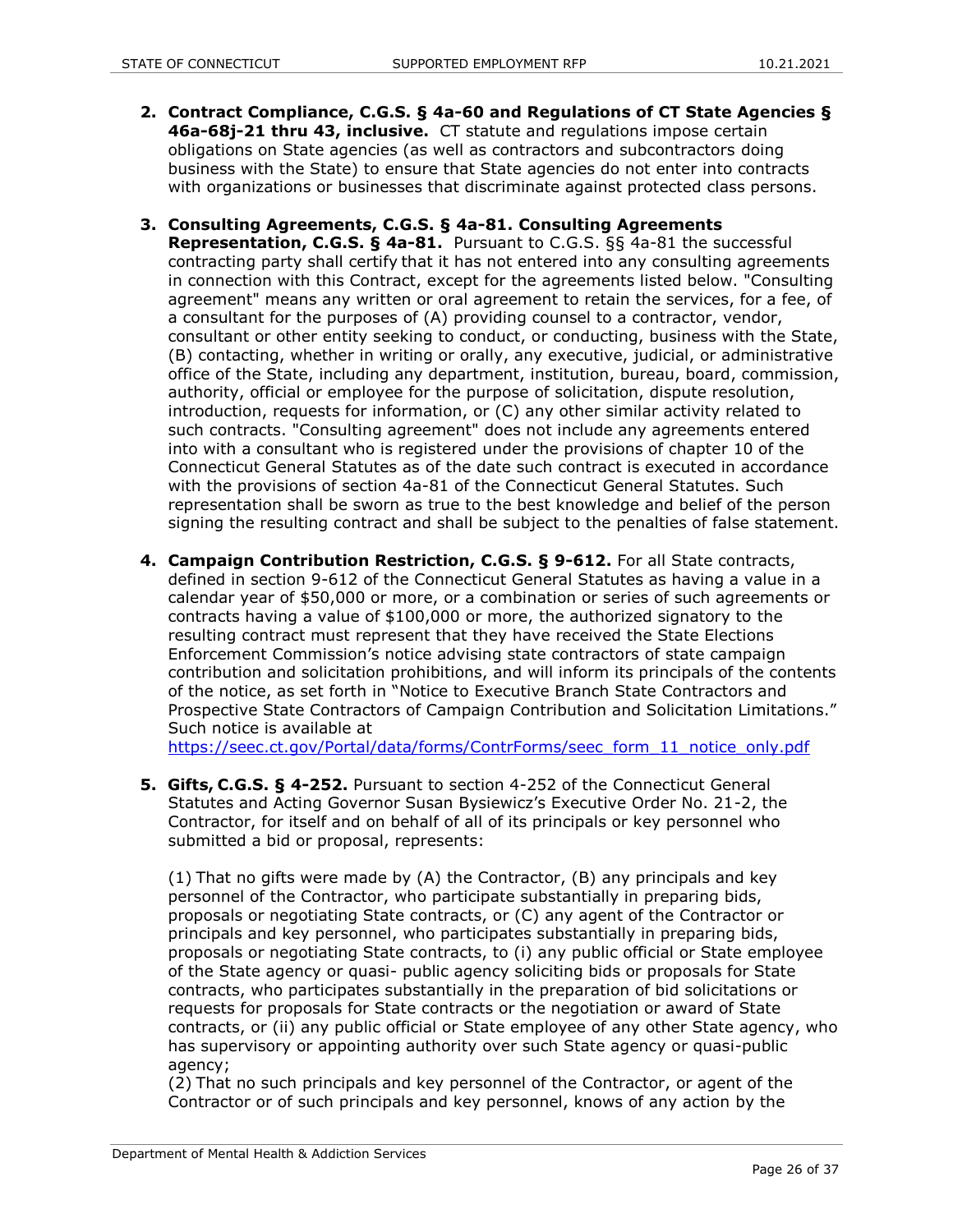2. **Contract Compliance, C.G.S. § 4a-60 and Regulations of CT State Agencies § 46a-68j-21 thru 43, inclusive.** CT statute and regulations impose certain obligations on State agencies (as well as contractors and subcontractors doing business with the State) to ensure that State agencies do not enter into contracts with organizations or businesses that discriminate against protected class persons.

3. **Consulting Agreements, C.G.S. § 4a-81. Consulting Agreements Representation, C.G.S. § 4a-81.** Pursuant to C.G.S. §§ 4a-81 the successful contracting party shall certify that it has not entered into any consulting agreements in connection with this Contract, except for the agreements listed below. "Consulting agreement" means any written or oral agreement to retain the services, for a fee, of a consultant for the purposes of (A) providing counsel to a contractor, vendor, consultant or other entity seeking to conduct, or conducting, business with the State, (B) contacting, whether in writing or orally, any executive, judicial, or administrative office of the State, including any department, institution, bureau, board, commission, authority, official or employee for the purpose of solicitation, dispute resolution, introduction, requests for information, or (C) any other similar activity related to such contracts. "Consulting agreement" does not include any agreements entered into with a consultant who is registered under the provisions of chapter 10 of the Connecticut General Statutes as of the date such contract is executed in accordance with the provisions of section 4a-81 of the Connecticut General Statutes. Such representation shall be sworn as true to the best knowledge and belief of the person signing the resulting contract and shall be subject to the penalties of false statement.

4. **Campaign Contribution Restriction, C.G.S. § 9-612.** For all State contracts, defined in section 9-612 of the Connecticut General Statutes as having a value in a calendar year of $50,000 or more, or a combination or series of such agreements or contracts having a value of $100,000 or more, the authorized signatory to the resulting contract must represent that they have received the State Elections Enforcement Commission's notice advising state contractors of state campaign contribution and solicitation prohibitions, and will inform its principals of the contents of the notice, as set forth in "Notice to Executive Branch State Contractors and Prospective State Contractors of Campaign Contribution and Solicitation Limitations." Such notice is available at https://seec.ct.gov/Portal/data/forms/ContrForms/seec_form_11_notice_only.pdf

5. **Gifts, C.G.S. § 4-252.** Pursuant to section 4-252 of the Connecticut General Statutes and Acting Governor Susan Bysiewicz's Executive Order No. 21-2, the Contractor, for itself and on behalf of all of its principals or key personnel who submitted a bid or proposal, represents:

   (1) That no gifts were made by (A) the Contractor, (B) any principals and key personnel of the Contractor, who participate substantially in preparing bids, proposals or negotiating State contracts, or (C) any agent of the Contractor or principals and key personnel, who participates substantially in preparing bids, proposals or negotiating State contracts, to (i) any public official or State employee of the State agency or quasi- public agency soliciting bids or proposals for State contracts, who participates substantially in the preparation of bid solicitations or requests for proposals for State contracts or the negotiation or award of State contracts, or (ii) any public official or State employee of any other State agency, who has supervisory or appointing authority over such State agency or quasi-public agency;
   (2) That no such principals and key personnel of the Contractor, or agent of the Contractor or of such principals and key personnel, knows of any action by the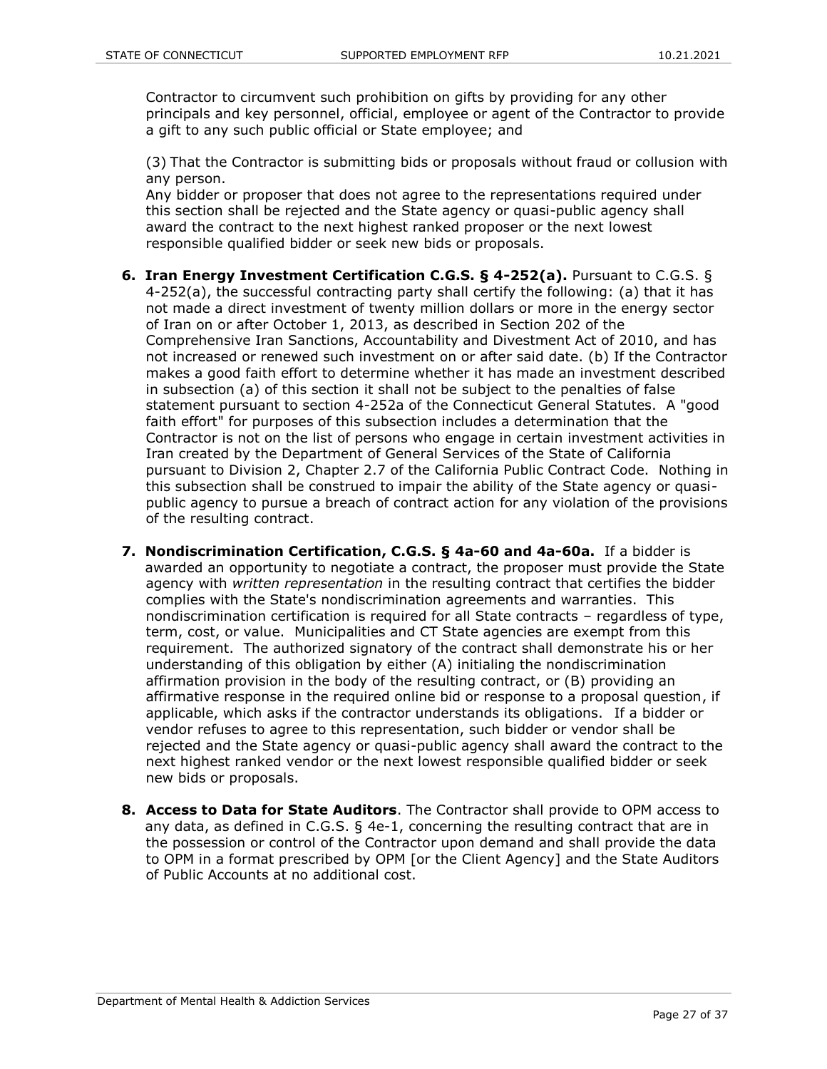Contractor to circumvent such prohibition on gifts by providing for any other principals and key personnel, official, employee or agent of the Contractor to provide a gift to any such public official or State employee; and

(3) That the Contractor is submitting bids or proposals without fraud or collusion with any person.
Any bidder or proposer that does not agree to the representations required under this section shall be rejected and the State agency or quasi-public agency shall award the contract to the next highest ranked proposer or the next lowest responsible qualified bidder or seek new bids or proposals.

6. **Iran Energy Investment Certification C.G.S. § 4-252(a).** Pursuant to C.G.S. § 4-252(a), the successful contracting party shall certify the following: (a) that it has not made a direct investment of twenty million dollars or more in the energy sector of Iran on or after October 1, 2013, as described in Section 202 of the Comprehensive Iran Sanctions, Accountability and Divestment Act of 2010, and has not increased or renewed such investment on or after said date. (b) If the Contractor makes a good faith effort to determine whether it has made an investment described in subsection (a) of this section it shall not be subject to the penalties of false statement pursuant to section 4-252a of the Connecticut General Statutes. A "good faith effort" for purposes of this subsection includes a determination that the Contractor is not on the list of persons who engage in certain investment activities in Iran created by the Department of General Services of the State of California pursuant to Division 2, Chapter 2.7 of the California Public Contract Code. Nothing in this subsection shall be construed to impair the ability of the State agency or quasi-public agency to pursue a breach of contract action for any violation of the provisions of the resulting contract.

7. **Nondiscrimination Certification, C.G.S. § 4a-60 and 4a-60a.** If a bidder is awarded an opportunity to negotiate a contract, the proposer must provide the State agency with *written representation* in the resulting contract that certifies the bidder complies with the State's nondiscrimination agreements and warranties. This nondiscrimination certification is required for all State contracts – regardless of type, term, cost, or value. Municipalities and CT State agencies are exempt from this requirement. The authorized signatory of the contract shall demonstrate his or her understanding of this obligation by either (A) initialing the nondiscrimination affirmation provision in the body of the resulting contract, or (B) providing an affirmative response in the required online bid or response to a proposal question, if applicable, which asks if the contractor understands its obligations. If a bidder or vendor refuses to agree to this representation, such bidder or vendor shall be rejected and the State agency or quasi-public agency shall award the contract to the next highest ranked vendor or the next lowest responsible qualified bidder or seek new bids or proposals.

8. **Access to Data for State Auditors**. The Contractor shall provide to OPM access to any data, as defined in C.G.S. § 4e-1, concerning the resulting contract that are in the possession or control of the Contractor upon demand and shall provide the data to OPM in a format prescribed by OPM [or the Client Agency] and the State Auditors of Public Accounts at no additional cost.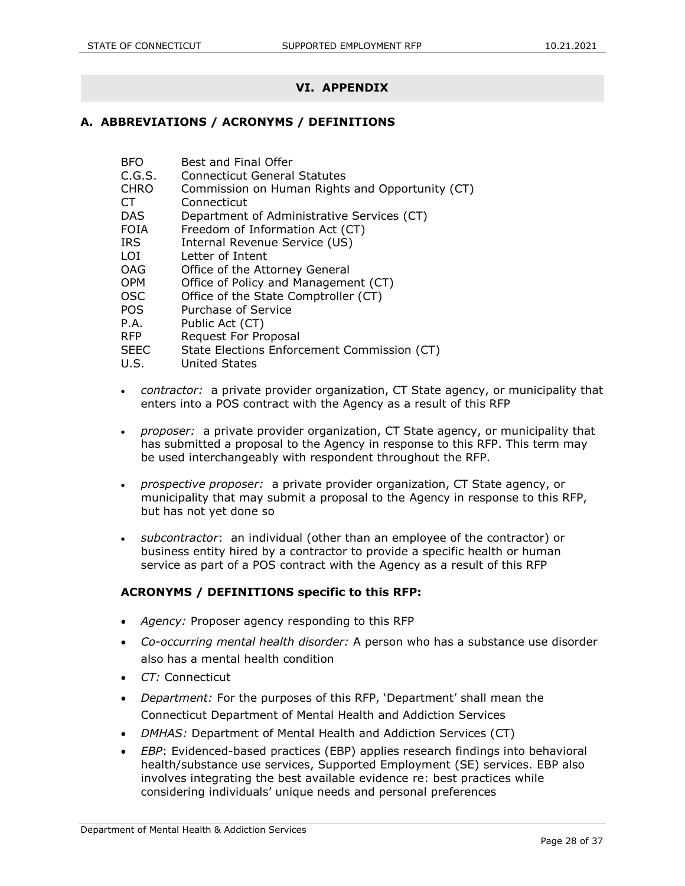# VI. APPENDIX

## A. ABBREVIATIONS / ACRONYMS / DEFINITIONS

| | |
|---|---|
| BFO | Best and Final Offer |
| C.G.S. | Connecticut General Statutes |
| CHRO | Commission on Human Rights and Opportunity (CT) |
| CT | Connecticut |
| DAS | Department of Administrative Services (CT) |
| FOIA | Freedom of Information Act (CT) |
| IRS | Internal Revenue Service (US) |
| LOI | Letter of Intent |
| OAG | Office of the Attorney General |
| OPM | Office of Policy and Management (CT) |
| OSC | Office of the State Comptroller (CT) |
| POS | Purchase of Service |
| P.A. | Public Act (CT) |
| RFP | Request For Proposal |
| SEEC | State Elections Enforcement Commission (CT) |
| U.S. | United States |

- *contractor:* a private provider organization, CT State agency, or municipality that enters into a POS contract with the Agency as a result of this RFP
- *proposer:* a private provider organization, CT State agency, or municipality that has submitted a proposal to the Agency in response to this RFP. This term may be used interchangeably with respondent throughout the RFP.
- *prospective proposer:* a private provider organization, CT State agency, or municipality that may submit a proposal to the Agency in response to this RFP, but has not yet done so
- *subcontractor*: an individual (other than an employee of the contractor) or business entity hired by a contractor to provide a specific health or human service as part of a POS contract with the Agency as a result of this RFP

### ACRONYMS / DEFINITIONS specific to this RFP:

- *Agency:* Proposer agency responding to this RFP
- *Co-occurring mental health disorder:* A person who has a substance use disorder also has a mental health condition
- *CT:* Connecticut
- *Department:* For the purposes of this RFP, 'Department' shall mean the Connecticut Department of Mental Health and Addiction Services
- *DMHAS:* Department of Mental Health and Addiction Services (CT)
- *EBP*: Evidenced-based practices (EBP) applies research findings into behavioral health/substance use services, Supported Employment (SE) services. EBP also involves integrating the best available evidence re: best practices while considering individuals' unique needs and personal preferences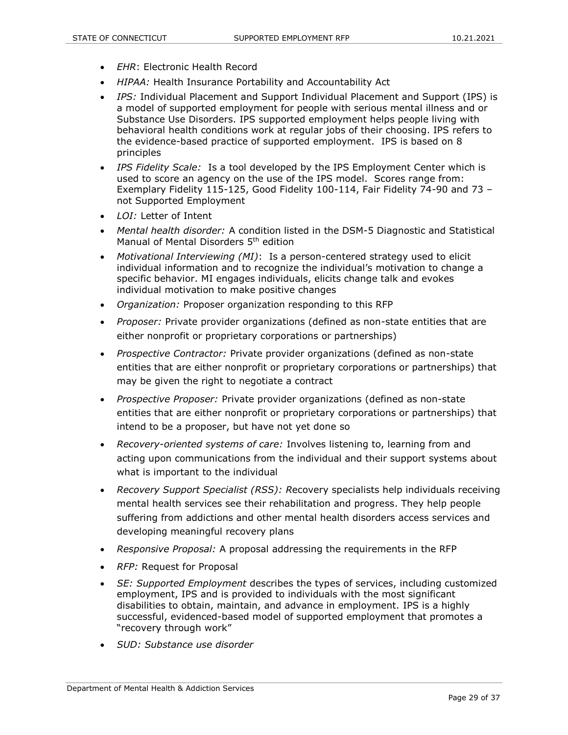- *EHR*: Electronic Health Record
- *HIPAA:* Health Insurance Portability and Accountability Act
- *IPS:* Individual Placement and Support Individual Placement and Support (IPS) is a model of supported employment for people with serious mental illness and or Substance Use Disorders. IPS supported employment helps people living with behavioral health conditions work at regular jobs of their choosing. IPS refers to the evidence-based practice of supported employment. IPS is based on 8 principles
- *IPS Fidelity Scale:* Is a tool developed by the IPS Employment Center which is used to score an agency on the use of the IPS model. Scores range from: Exemplary Fidelity 115-125, Good Fidelity 100-114, Fair Fidelity 74-90 and 73 – not Supported Employment
- *LOI:* Letter of Intent
- *Mental health disorder:* A condition listed in the DSM-5 Diagnostic and Statistical Manual of Mental Disorders 5th edition
- *Motivational Interviewing (MI)*: Is a person-centered strategy used to elicit individual information and to recognize the individual's motivation to change a specific behavior. MI engages individuals, elicits change talk and evokes individual motivation to make positive changes
- *Organization:* Proposer organization responding to this RFP
- *Proposer:* Private provider organizations (defined as non-state entities that are either nonprofit or proprietary corporations or partnerships)
- *Prospective Contractor:* Private provider organizations (defined as non-state entities that are either nonprofit or proprietary corporations or partnerships) that may be given the right to negotiate a contract
- *Prospective Proposer:* Private provider organizations (defined as non-state entities that are either nonprofit or proprietary corporations or partnerships) that intend to be a proposer, but have not yet done so
- *Recovery-oriented systems of care:* Involves listening to, learning from and acting upon communications from the individual and their support systems about what is important to the individual
- *Recovery Support Specialist (RSS): R*ecovery specialists help individuals receiving mental health services see their rehabilitation and progress. They help people suffering from addictions and other mental health disorders access services and developing meaningful recovery plans
- *Responsive Proposal:* A proposal addressing the requirements in the RFP
- *RFP:* Request for Proposal
- *SE: Supported Employment* describes the types of services, including customized employment, IPS and is provided to individuals with the most significant disabilities to obtain, maintain, and advance in employment. IPS is a highly successful, evidenced-based model of supported employment that promotes a "recovery through work"
- *SUD: Substance use disorder*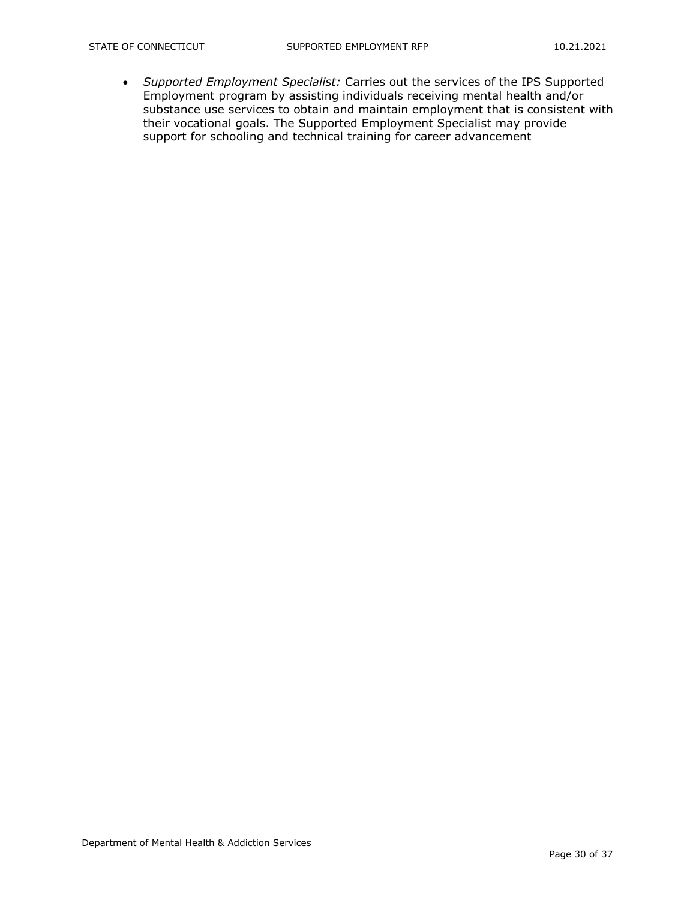- *Supported Employment Specialist:* Carries out the services of the IPS Supported Employment program by assisting individuals receiving mental health and/or substance use services to obtain and maintain employment that is consistent with their vocational goals. The Supported Employment Specialist may provide support for schooling and technical training for career advancement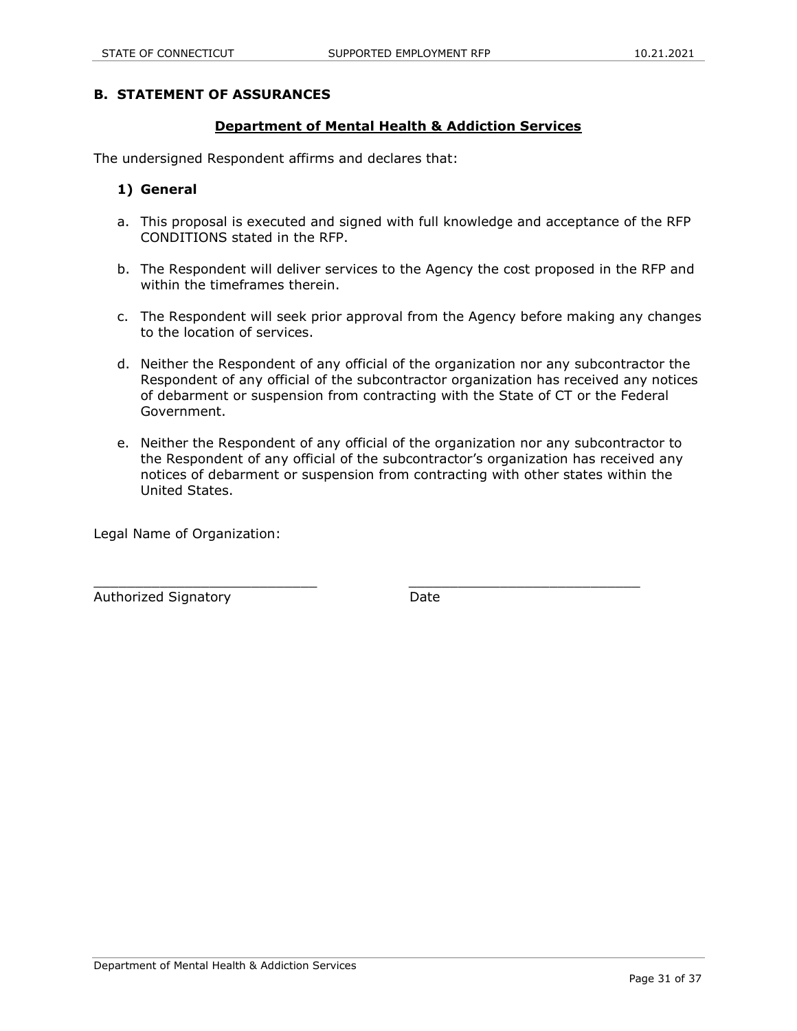## B. STATEMENT OF ASSURANCES

**Department of Mental Health & Addiction Services**

The undersigned Respondent affirms and declares that:

### 1) General

a. This proposal is executed and signed with full knowledge and acceptance of the RFP CONDITIONS stated in the RFP.

b. The Respondent will deliver services to the Agency the cost proposed in the RFP and within the timeframes therein.

c. The Respondent will seek prior approval from the Agency before making any changes to the location of services.

d. Neither the Respondent of any official of the organization nor any subcontractor the Respondent of any official of the subcontractor organization has received any notices of debarment or suspension from contracting with the State of CT or the Federal Government.

e. Neither the Respondent of any official of the organization nor any subcontractor to the Respondent of any official of the subcontractor's organization has received any notices of debarment or suspension from contracting with other states within the United States.

Legal Name of Organization:

\_\_\_\_\_\_\_\_\_\_\_\_\_\_\_\_\_\_\_\_\_\_\_\_\_\_\_\_ \_\_\_\_\_\_\_\_\_\_\_\_\_\_\_\_\_\_\_\_\_\_\_\_\_\_\_\_

Authorized Signatory Date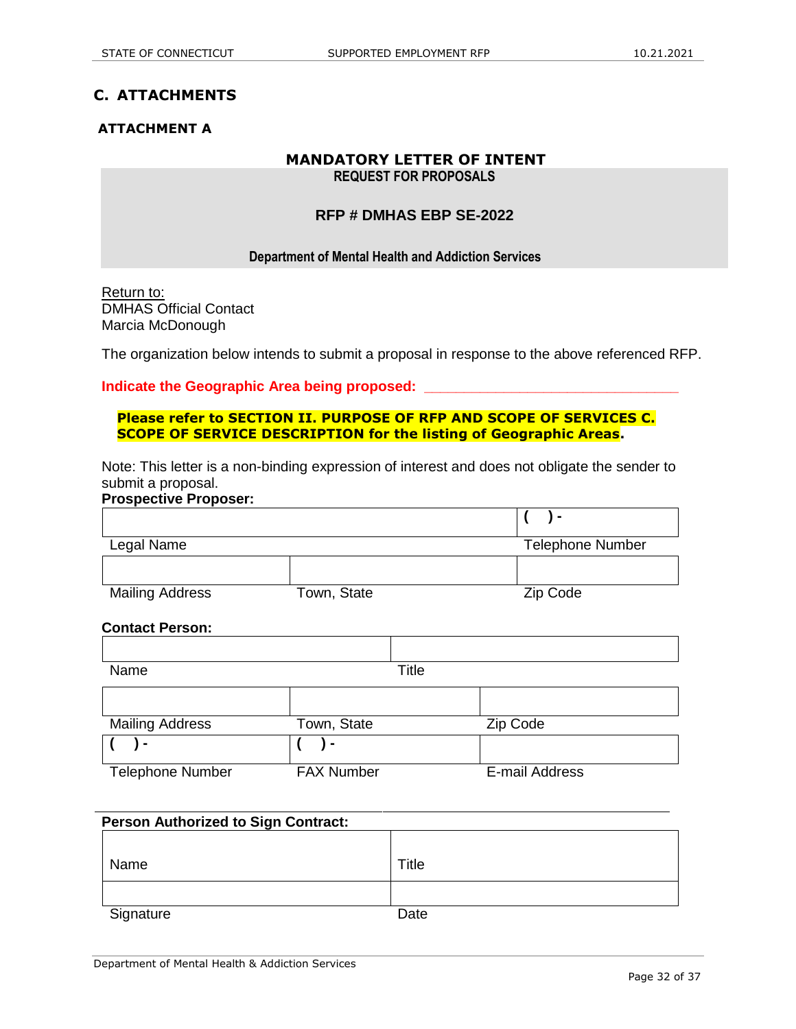## C. ATTACHMENTS

### ATTACHMENT A

**MANDATORY LETTER OF INTENT**

**REQUEST FOR PROPOSALS**

**RFP # DMHAS EBP SE-2022**

**Department of Mental Health and Addiction Services**

Return to:
DMHAS Official Contact
Marcia McDonough

The organization below intends to submit a proposal in response to the above referenced RFP.

**Indicate the Geographic Area being proposed: ________________________________**

**Please refer to SECTION II. PURPOSE OF RFP AND SCOPE OF SERVICES C. SCOPE OF SERVICE DESCRIPTION for the listing of Geographic Areas.**

Note: This letter is a non-binding expression of interest and does not obligate the sender to submit a proposal.

**Prospective Proposer:**

| | | ( ) - |
|---|---|---|
| Legal Name | | Telephone Number |
| | | |
| Mailing Address | Town, State | Zip Code |

**Contact Person:**

| | |
|---|---|
| Name | Title |

| | | |
|---|---|---|
| Mailing Address | Town, State | Zip Code |
| ( ) - | ( ) - | |
| Telephone Number | FAX Number | E-mail Address |

**Person Authorized to Sign Contract:**

| | |
|---|---|
| Name | Title |
| | |
| Signature | Date |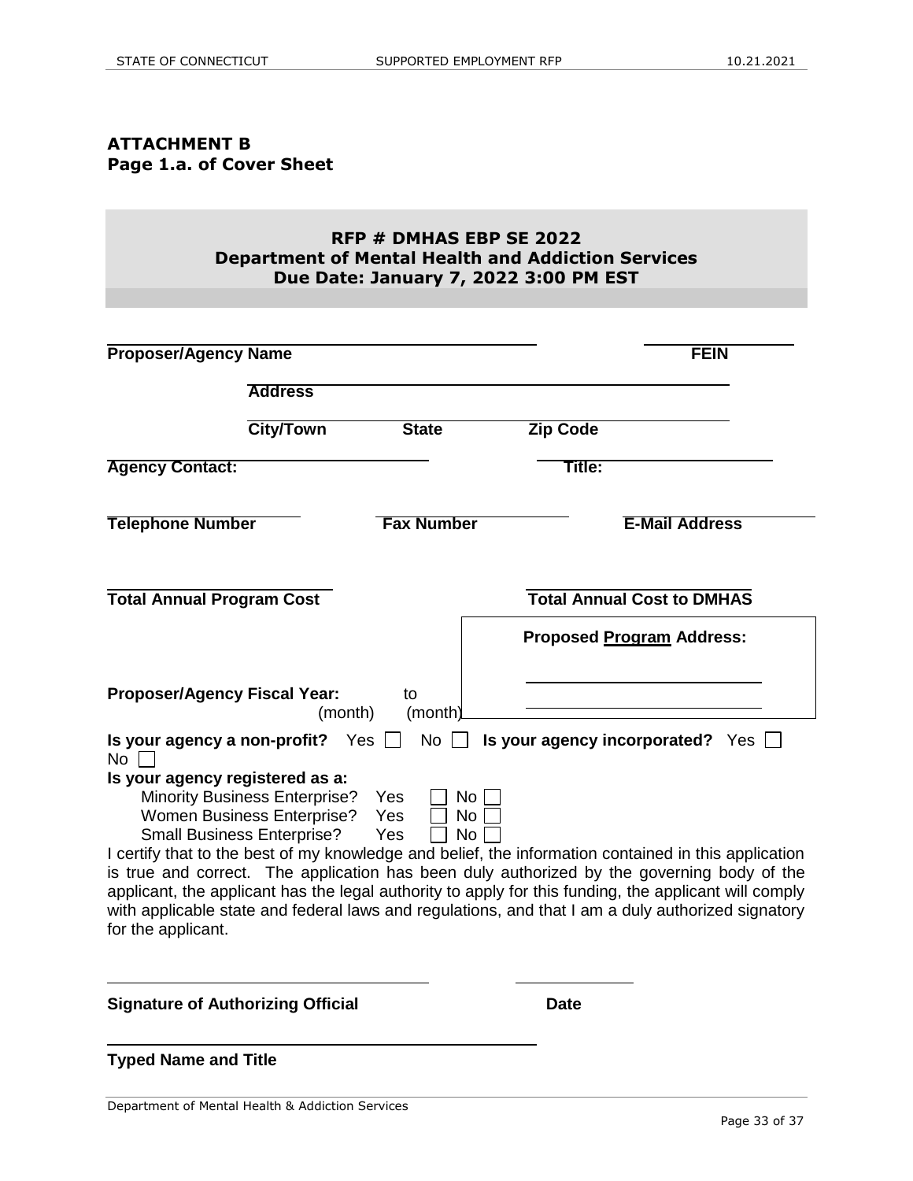**ATTACHMENT B**
**Page 1.a. of Cover Sheet**

**RFP # DMHAS EBP SE 2022**
**Department of Mental Health and Addiction Services**
**Due Date: January 7, 2022 3:00 PM EST**

**Proposer/Agency Name** ______________________ **FEIN** ______________

**Address** ______________________

**City/Town** **State** **Zip Code** ______________________

**Agency Contact:** ______________ **Title:** ______________

**Telephone Number** ______________ **Fax Number** ______________ **E-Mail Address** ______________

**Total Annual Program Cost** ______________ **Total Annual Cost to DMHAS** ______________

**Proposed Program Address:**

______________________

______________________

**Proposer/Agency Fiscal Year:** ________ to ________
(month) (month)

**Is your agency a non-profit?** Yes ☐ No ☐ **Is your agency incorporated?** Yes ☐ No ☐

**Is your agency registered as a:**

- Minority Business Enterprise? Yes ☐ No ☐
- Women Business Enterprise? Yes ☐ No ☐
- Small Business Enterprise? Yes ☐ No ☐

I certify that to the best of my knowledge and belief, the information contained in this application is true and correct. The application has been duly authorized by the governing body of the applicant, the applicant has the legal authority to apply for this funding, the applicant will comply with applicable state and federal laws and regulations, and that I am a duly authorized signatory for the applicant.

______________________ ______________

**Signature of Authorizing Official** **Date**

______________________

**Typed Name and Title**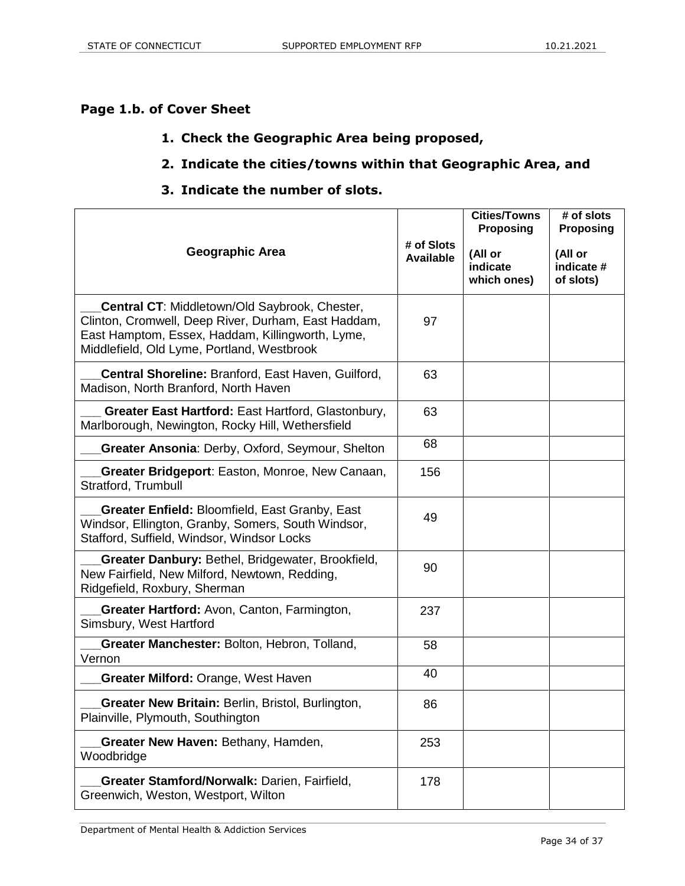### Page 1.b. of Cover Sheet

1. **Check the Geographic Area being proposed,**
2. **Indicate the cities/towns within that Geographic Area, and**
3. **Indicate the number of slots.**

| Geographic Area | # of Slots Available | Cities/Towns Proposing (All or indicate which ones) | # of slots Proposing (All or indicate # of slots) |
|---|---|---|---|
| ___**Central CT**: Middletown/Old Saybrook, Chester, Clinton, Cromwell, Deep River, Durham, East Haddam, East Hamptom, Essex, Haddam, Killingworth, Lyme, Middlefield, Old Lyme, Portland, Westbrook | 97 | | |
| ___**Central Shoreline:** Branford, East Haven, Guilford, Madison, North Branford, North Haven | 63 | | |
| ___ **Greater East Hartford:** East Hartford, Glastonbury, Marlborough, Newington, Rocky Hill, Wethersfield | 63 | | |
| ___**Greater Ansonia**: Derby, Oxford, Seymour, Shelton | 68 | | |
| ___**Greater Bridgeport**: Easton, Monroe, New Canaan, Stratford, Trumbull | 156 | | |
| ___**Greater Enfield:** Bloomfield, East Granby, East Windsor, Ellington, Granby, Somers, South Windsor, Stafford, Suffield, Windsor, Windsor Locks | 49 | | |
| ___**Greater Danbury:** Bethel, Bridgewater, Brookfield, New Fairfield, New Milford, Newtown, Redding, Ridgefield, Roxbury, Sherman | 90 | | |
| ___**Greater Hartford:** Avon, Canton, Farmington, Simsbury, West Hartford | 237 | | |
| ___**Greater Manchester:** Bolton, Hebron, Tolland, Vernon | 58 | | |
| ___**Greater Milford:** Orange, West Haven | 40 | | |
| ___**Greater New Britain:** Berlin, Bristol, Burlington, Plainville, Plymouth, Southington | 86 | | |
| ___**Greater New Haven:** Bethany, Hamden, Woodbridge | 253 | | |
| ___**Greater Stamford/Norwalk:** Darien, Fairfield, Greenwich, Weston, Westport, Wilton | 178 | | |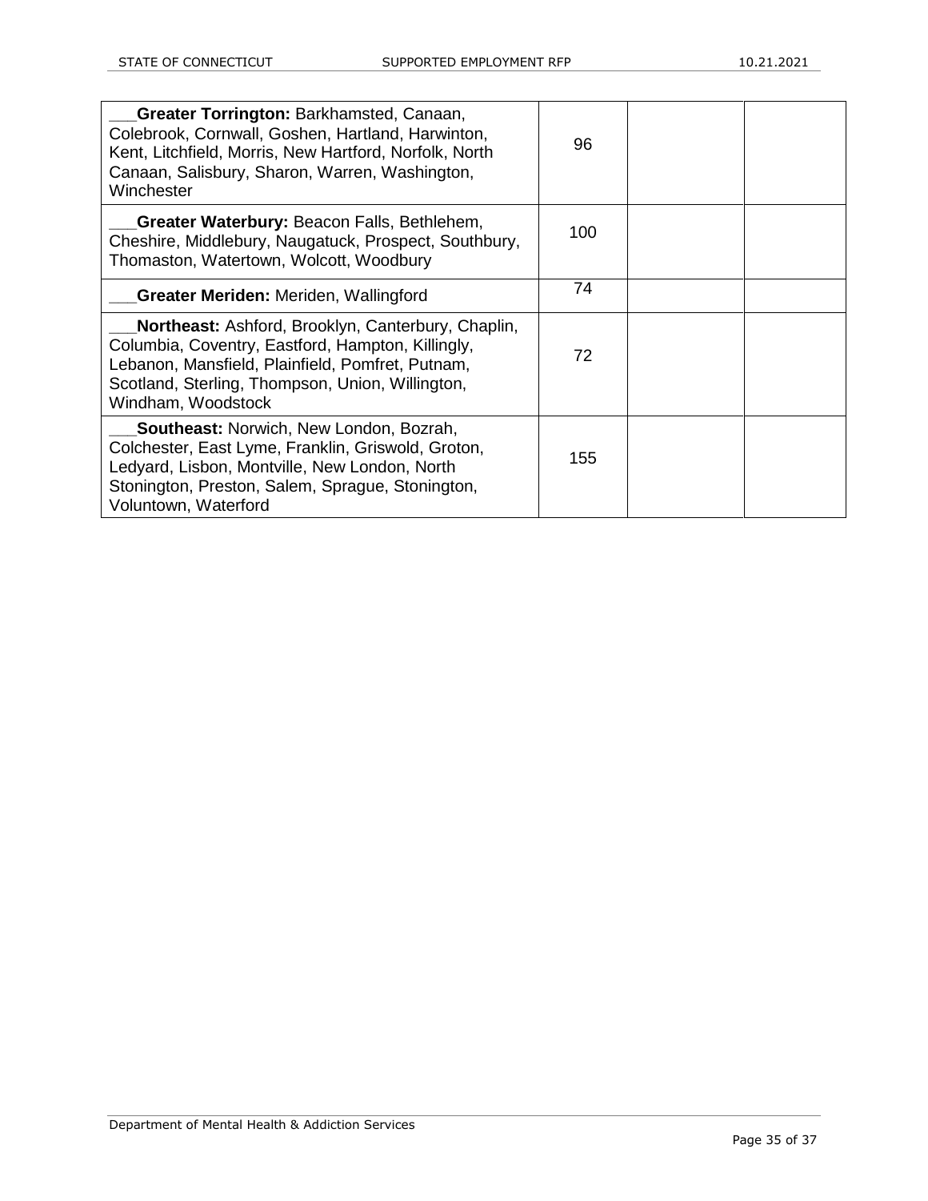| | | | |
|---|---|---|---|
| ___**Greater Torrington:** Barkhamsted, Canaan, Colebrook, Cornwall, Goshen, Hartland, Harwinton, Kent, Litchfield, Morris, New Hartford, Norfolk, North Canaan, Salisbury, Sharon, Warren, Washington, Winchester | 96 | | |
| ___**Greater Waterbury:** Beacon Falls, Bethlehem, Cheshire, Middlebury, Naugatuck, Prospect, Southbury, Thomaston, Watertown, Wolcott, Woodbury | 100 | | |
| ___**Greater Meriden:** Meriden, Wallingford | 74 | | |
| ___**Northeast:** Ashford, Brooklyn, Canterbury, Chaplin, Columbia, Coventry, Eastford, Hampton, Killingly, Lebanon, Mansfield, Plainfield, Pomfret, Putnam, Scotland, Sterling, Thompson, Union, Willington, Windham, Woodstock | 72 | | |
| ___**Southeast:** Norwich, New London, Bozrah, Colchester, East Lyme, Franklin, Griswold, Groton, Ledyard, Lisbon, Montville, New London, North Stonington, Preston, Salem, Sprague, Stonington, Voluntown, Waterford | 155 | | |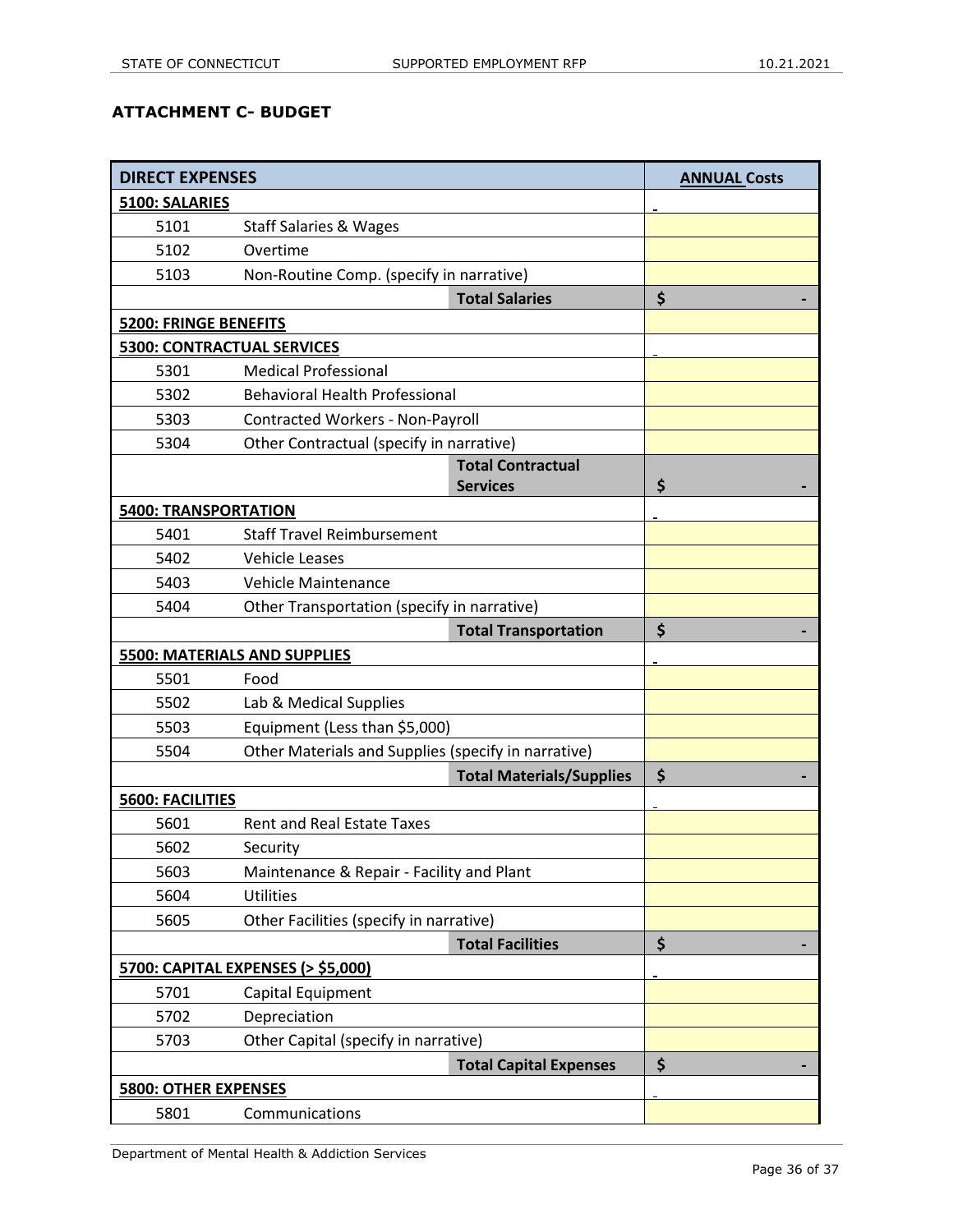## ATTACHMENT C- BUDGET

| DIRECT EXPENSES | | | ANNUAL Costs |
|---|---|---|---|
| **5100: SALARIES** | | | - |
| 5101 | Staff Salaries & Wages | | |
| 5102 | Overtime | | |
| 5103 | Non-Routine Comp. (specify in narrative) | | |
| | | **Total Salaries** | $ - |
| **5200: FRINGE BENEFITS** | | | |
| **5300: CONTRACTUAL SERVICES** | | | - |
| 5301 | Medical Professional | | |
| 5302 | Behavioral Health Professional | | |
| 5303 | Contracted Workers - Non-Payroll | | |
| 5304 | Other Contractual (specify in narrative) | | |
| | | **Total Contractual Services** | $ - |
| **5400: TRANSPORTATION** | | | - |
| 5401 | Staff Travel Reimbursement | | |
| 5402 | Vehicle Leases | | |
| 5403 | Vehicle Maintenance | | |
| 5404 | Other Transportation (specify in narrative) | | |
| | | **Total Transportation** | $ - |
| **5500: MATERIALS AND SUPPLIES** | | | - |
| 5501 | Food | | |
| 5502 | Lab & Medical Supplies | | |
| 5503 | Equipment (Less than $5,000) | | |
| 5504 | Other Materials and Supplies (specify in narrative) | | |
| | | **Total Materials/Supplies** | $ - |
| **5600: FACILITIES** | | | - |
| 5601 | Rent and Real Estate Taxes | | |
| 5602 | Security | | |
| 5603 | Maintenance & Repair - Facility and Plant | | |
| 5604 | Utilities | | |
| 5605 | Other Facilities (specify in narrative) | | |
| | | **Total Facilities** | $ - |
| **5700: CAPITAL EXPENSES (> $5,000)** | | | - |
| 5701 | Capital Equipment | | |
| 5702 | Depreciation | | |
| 5703 | Other Capital (specify in narrative) | | |
| | | **Total Capital Expenses** | $ - |
| **5800: OTHER EXPENSES** | | | - |
| 5801 | Communications | | |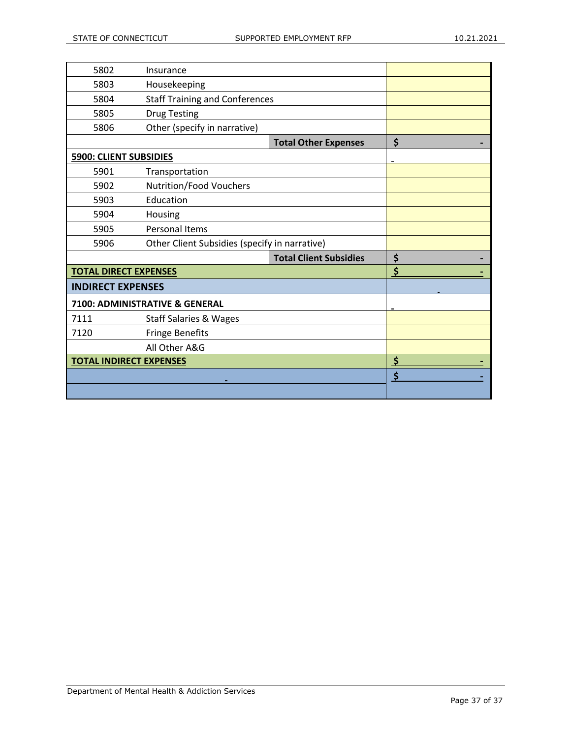| | | |
|---|---|---|
| 5802 | Insurance | |
| 5803 | Housekeeping | |
| 5804 | Staff Training and Conferences | |
| 5805 | Drug Testing | |
| 5806 | Other (specify in narrative) | |
| | **Total Other Expenses** | **$ -** |
| **5900: CLIENT SUBSIDIES** | | - |
| 5901 | Transportation | |
| 5902 | Nutrition/Food Vouchers | |
| 5903 | Education | |
| 5904 | Housing | |
| 5905 | Personal Items | |
| 5906 | Other Client Subsidies (specify in narrative) | |
| | **Total Client Subsidies** | **$ -** |
| **TOTAL DIRECT EXPENSES** | | **$ -** |
| **INDIRECT EXPENSES** | | - |
| **7100: ADMINISTRATIVE & GENERAL** | | - |
| 7111 | Staff Salaries & Wages | |
| 7120 | Fringe Benefits | |
| | All Other A&G | |
| **TOTAL INDIRECT EXPENSES** | | **$ -** |
| | - | **$ -** |
| | | |